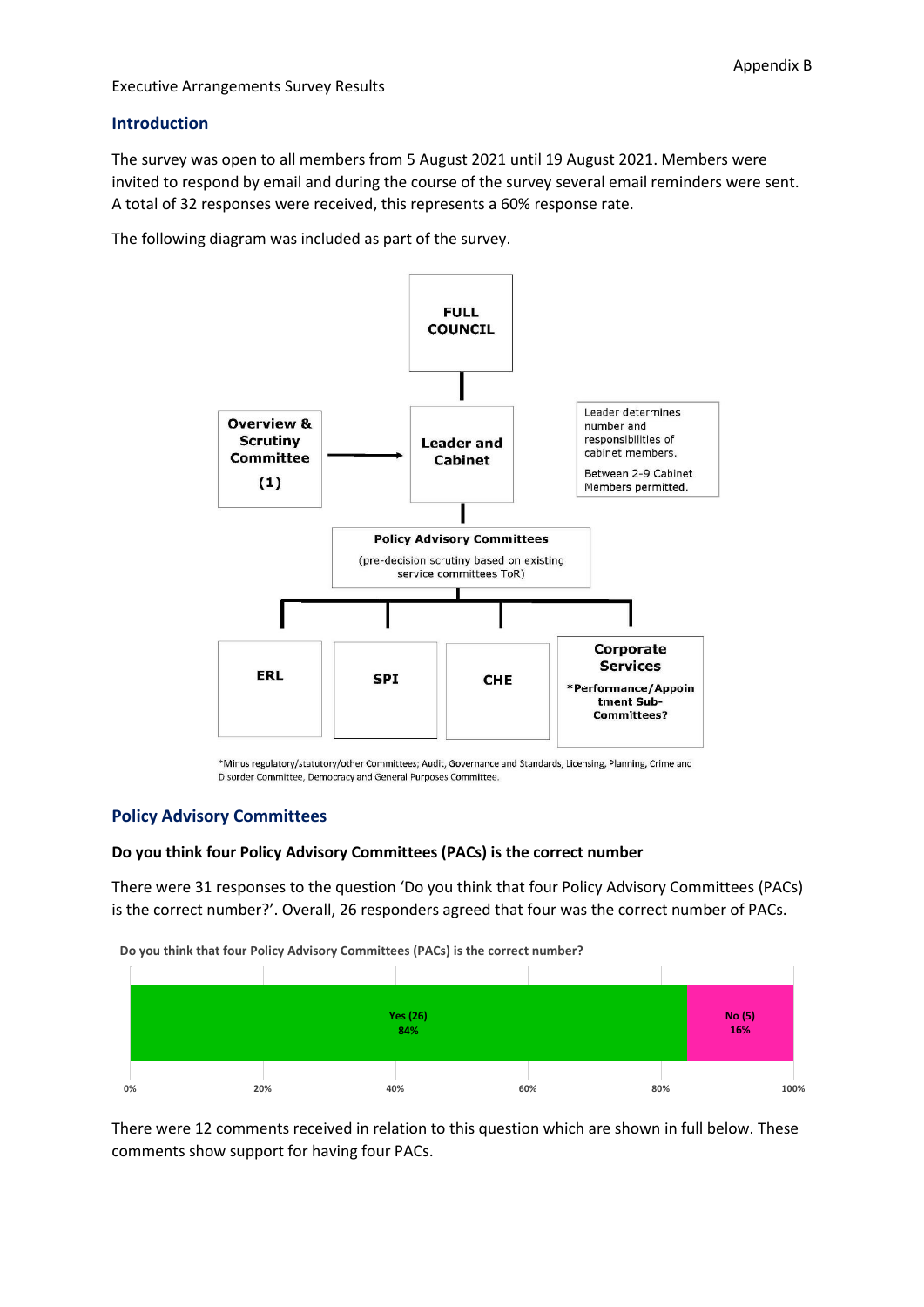Appendix B

Executive Arrangements Survey Results

## Introduction

The survey was open to all members from 5 August 2021 until 19 August 2021. Members were invited to respond by email and during the course of the survey several email reminders were sent. A total of 32 responses were received, this represents a 60% response rate.

The following diagram was included as part of the survey.

FULL COUNCIL

Overview & Scrutiny Committee (1) → Leader and Cabinet

Leader determines number and responsibilities of cabinet members.

Between 2-9 Cabinet Members permitted.

Policy Advisory Committees (pre-decision scrutiny based on existing service committees ToR)

ERL | SPI | CHE | Corporate Services *Performance/Appointment Sub-Committees?

*Minus regulatory/statutory/other Committees; Audit, Governance and Standards, Licensing, Planning, Crime and Disorder Committee, Democracy and General Purposes Committee.

## Policy Advisory Committees

### Do you think four Policy Advisory Committees (PACs) is the correct number

There were 31 responses to the question 'Do you think that four Policy Advisory Committees (PACs) is the correct number?'. Overall, 26 responders agreed that four was the correct number of PACs.

**Do you think that four Policy Advisory Committees (PACs) is the correct number?**

| Response | Count | Percentage |
| --- | --- | --- |
| Yes | 26 | 84% |
| No | 5 | 16% |

There were 12 comments received in relation to this question which are shown in full below. These comments show support for having four PACs.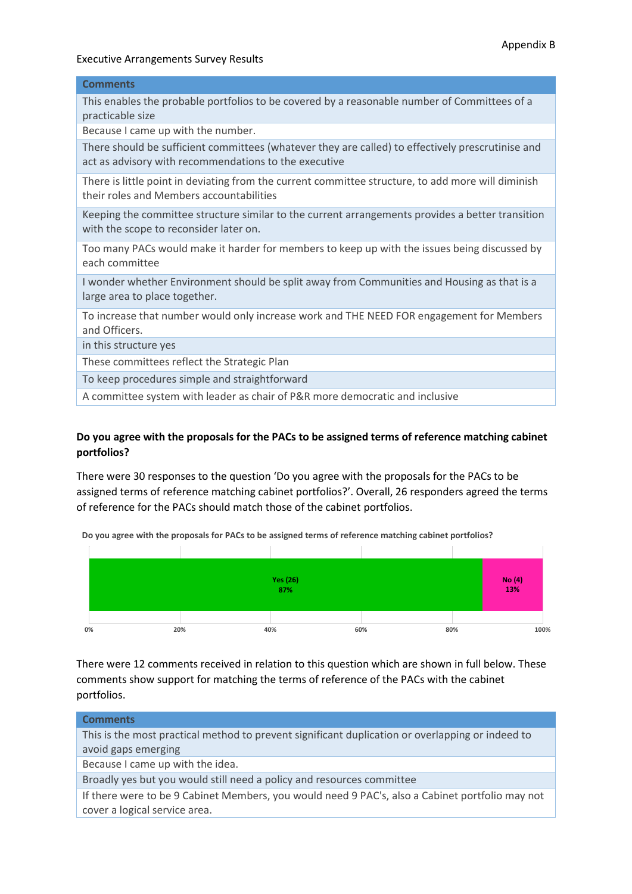Executive Arrangements Survey Results

| Comments |
| --- |
| This enables the probable portfolios to be covered by a reasonable number of Committees of a practicable size |
| Because I came up with the number. |
| There should be sufficient committees (whatever they are called) to effectively prescrutinise and act as advisory with recommendations to the executive |
| There is little point in deviating from the current committee structure, to add more will diminish their roles and Members accountabilities |
| Keeping the committee structure similar to the current arrangements provides a better transition with the scope to reconsider later on. |
| Too many PACs would make it harder for members to keep up with the issues being discussed by each committee |
| I wonder whether Environment should be split away from Communities and Housing as that is a large area to place together. |
| To increase that number would only increase work and THE NEED FOR engagement for Members and Officers. |
| in this structure yes |
| These committees reflect the Strategic Plan |
| To keep procedures simple and straightforward |
| A committee system with leader as chair of P&R more democratic and inclusive |

**Do you agree with the proposals for the PACs to be assigned terms of reference matching cabinet portfolios?**

There were 30 responses to the question 'Do you agree with the proposals for the PACs to be assigned terms of reference matching cabinet portfolios?'. Overall, 26 responders agreed the terms of reference for the PACs should match those of the cabinet portfolios.

**Do you agree with the proposals for PACs to be assigned terms of reference matching cabinet portfolios?**

| Response | Count | Percentage |
| --- | --- | --- |
| Yes | 26 | 87% |
| No | 4 | 13% |

There were 12 comments received in relation to this question which are shown in full below. These comments show support for matching the terms of reference of the PACs with the cabinet portfolios.

| Comments |
| --- |
| This is the most practical method to prevent significant duplication or overlapping or indeed to avoid gaps emerging |
| Because I came up with the idea. |
| Broadly yes but you would still need a policy and resources committee |
| If there were to be 9 Cabinet Members, you would need 9 PAC's, also a Cabinet portfolio may not cover a logical service area. |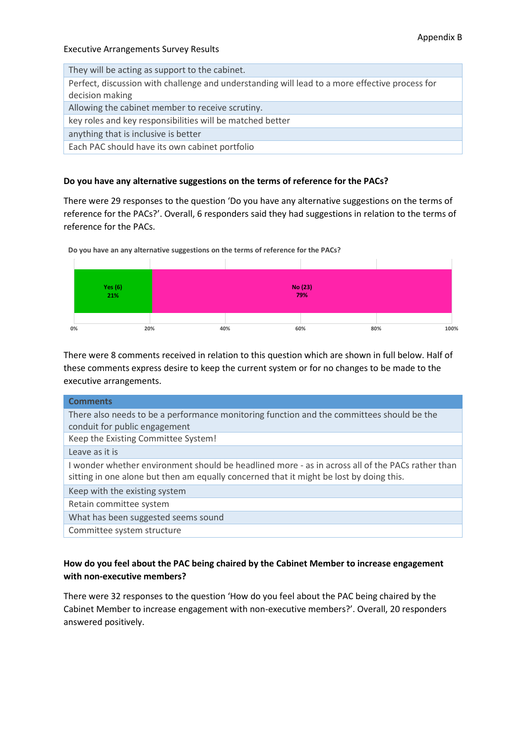Executive Arrangements Survey Results

| |
|---|
| They will be acting as support to the cabinet. |
| Perfect, discussion with challenge and understanding will lead to a more effective process for decision making |
| Allowing the cabinet member to receive scrutiny. |
| key roles and key responsibilities will be matched better |
| anything that is inclusive is better |
| Each PAC should have its own cabinet portfolio |

**Do you have any alternative suggestions on the terms of reference for the PACs?**

There were 29 responses to the question 'Do you have any alternative suggestions on the terms of reference for the PACs?'. Overall, 6 responders said they had suggestions in relation to the terms of reference for the PACs.

**Do you have an any alternative suggestions on the terms of reference for the PACs?**

| Response | Count | Percentage |
|---|---|---|
| Yes | 6 | 21% |
| No | 23 | 79% |

There were 8 comments received in relation to this question which are shown in full below. Half of these comments express desire to keep the current system or for no changes to be made to the executive arrangements.

| Comments |
|---|
| There also needs to be a performance monitoring function and the committees should be the conduit for public engagement |
| Keep the Existing Committee System! |
| Leave as it is |
| I wonder whether environment should be headlined more - as in across all of the PACs rather than sitting in one alone but then am equally concerned that it might be lost by doing this. |
| Keep with the existing system |
| Retain committee system |
| What has been suggested seems sound |
| Committee system structure |

**How do you feel about the PAC being chaired by the Cabinet Member to increase engagement with non-executive members?**

There were 32 responses to the question 'How do you feel about the PAC being chaired by the Cabinet Member to increase engagement with non-executive members?'. Overall, 20 responders answered positively.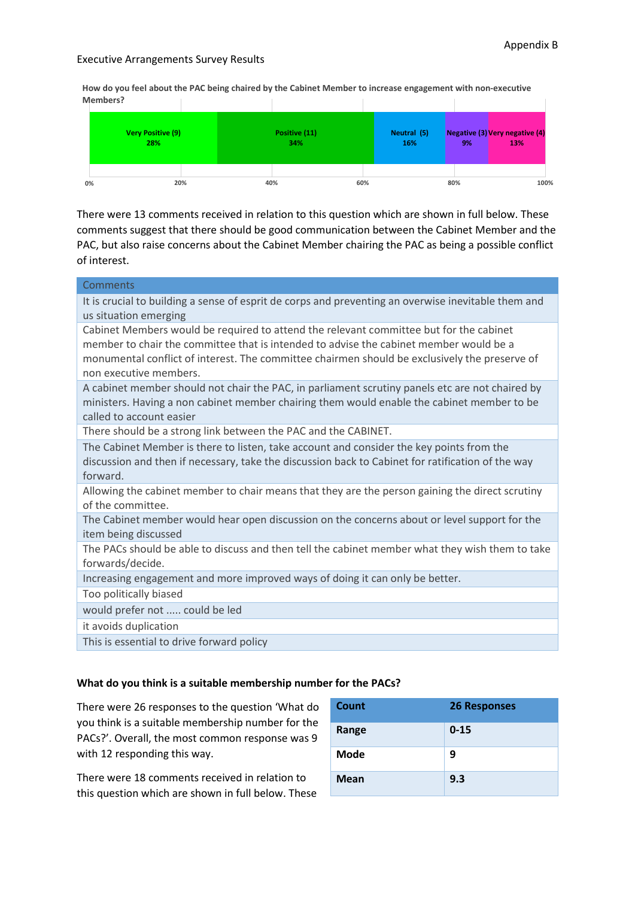Appendix B

Executive Arrangements Survey Results

**How do you feel about the PAC being chaired by the Cabinet Member to increase engagement with non-executive Members?**

| Very Positive (9) | Positive (11) | Neutral (5) | Negative (3) | Very negative (4) |
|---|---|---|---|---|
| 28% | 34% | 16% | 9% | 13% |

There were 13 comments received in relation to this question which are shown in full below. These comments suggest that there should be good communication between the Cabinet Member and the PAC, but also raise concerns about the Cabinet Member chairing the PAC as being a possible conflict of interest.

| Comments |
|---|
| It is crucial to building a sense of esprit de corps and preventing an overwise inevitable them and us situation emerging |
| Cabinet Members would be required to attend the relevant committee but for the cabinet member to chair the committee that is intended to advise the cabinet member would be a monumental conflict of interest. The committee chairmen should be exclusively the preserve of non executive members. |
| A cabinet member should not chair the PAC, in parliament scrutiny panels etc are not chaired by ministers. Having a non cabinet member chairing them would enable the cabinet member to be called to account easier |
| There should be a strong link between the PAC and the CABINET. |
| The Cabinet Member is there to listen, take account and consider the key points from the discussion and then if necessary, take the discussion back to Cabinet for ratification of the way forward. |
| Allowing the cabinet member to chair means that they are the person gaining the direct scrutiny of the committee. |
| The Cabinet member would hear open discussion on the concerns about or level support for the item being discussed |
| The PACs should be able to discuss and then tell the cabinet member what they wish them to take forwards/decide. |
| Increasing engagement and more improved ways of doing it can only be better. |
| Too politically biased |
| would prefer not ..... could be led |
| it avoids duplication |
| This is essential to drive forward policy |

**What do you think is a suitable membership number for the PACs?**

There were 26 responses to the question 'What do you think is a suitable membership number for the PACs?'. Overall, the most common response was 9 with 12 responding this way.

| Count | 26 Responses |
|---|---|
| Range | 0-15 |
| Mode | 9 |
| Mean | 9.3 |

There were 18 comments received in relation to this question which are shown in full below. These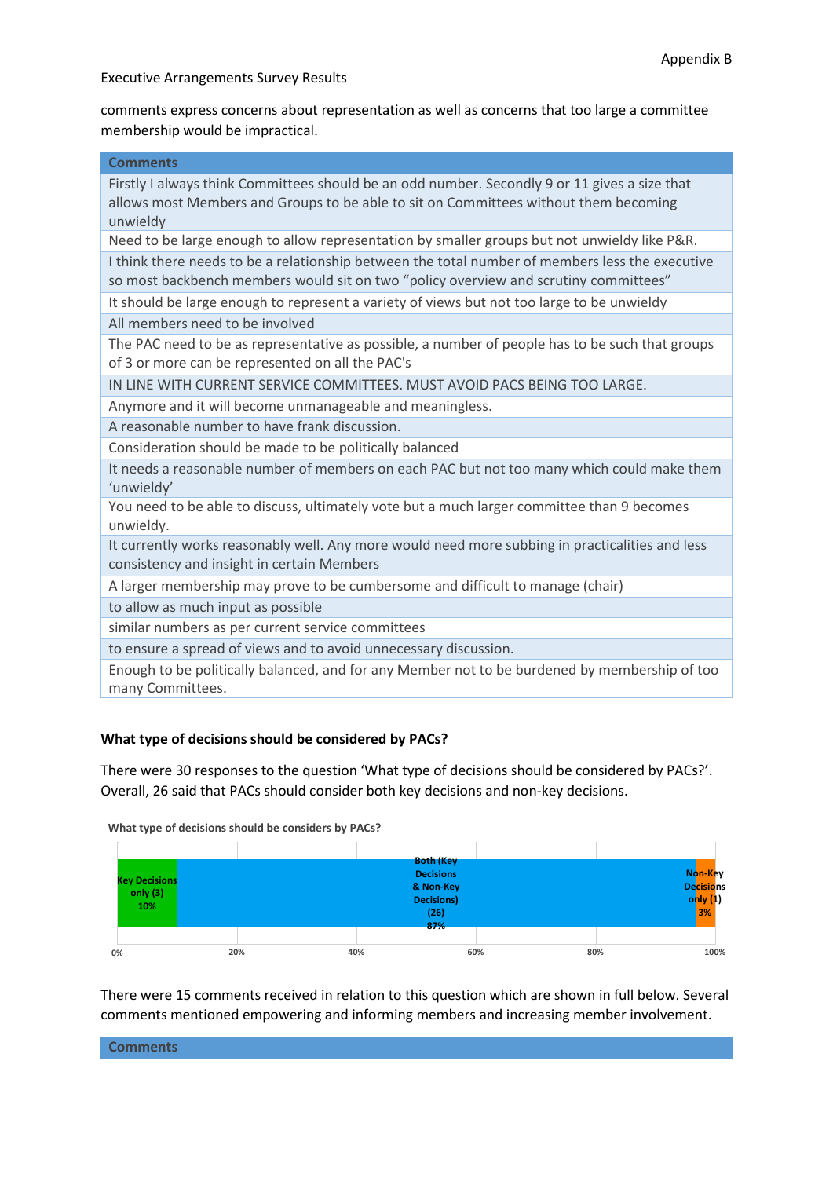comments express concerns about representation as well as concerns that too large a committee membership would be impractical.

| Comments |
|---|
| Firstly I always think Committees should be an odd number. Secondly 9 or 11 gives a size that allows most Members and Groups to be able to sit on Committees without them becoming unwieldy |
| Need to be large enough to allow representation by smaller groups but not unwieldy like P&R. |
| I think there needs to be a relationship between the total number of members less the executive so most backbench members would sit on two "policy overview and scrutiny committees" |
| It should be large enough to represent a variety of views but not too large to be unwieldy |
| All members need to be involved |
| The PAC need to be as representative as possible, a number of people has to be such that groups of 3 or more can be represented on all the PAC's |
| IN LINE WITH CURRENT SERVICE COMMITTEES. MUST AVOID PACS BEING TOO LARGE. |
| Anymore and it will become unmanageable and meaningless. |
| A reasonable number to have frank discussion. |
| Consideration should be made to be politically balanced |
| It needs a reasonable number of members on each PAC but not too many which could make them 'unwieldy' |
| You need to be able to discuss, ultimately vote but a much larger committee than 9 becomes unwieldy. |
| It currently works reasonably well. Any more would need more subbing in practicalities and less consistency and insight in certain Members |
| A larger membership may prove to be cumbersome and difficult to manage (chair) |
| to allow as much input as possible |
| similar numbers as per current service committees |
| to ensure a spread of views and to avoid unnecessary discussion. |
| Enough to be politically balanced, and for any Member not to be burdened by membership of too many Committees. |

### What type of decisions should be considered by PACs?

There were 30 responses to the question 'What type of decisions should be considered by PACs?'. Overall, 26 said that PACs should consider both key decisions and non-key decisions.

What type of decisions should be considers by PACs?

| Response | Count | Percentage |
|---|---|---|
| Key Decisions only | 3 | 10% |
| Both (Key Decisions & Non-Key Decisions) | 26 | 87% |
| Non-Key Decisions only | 1 | 3% |

There were 15 comments received in relation to this question which are shown in full below. Several comments mentioned empowering and informing members and increasing member involvement.

| Comments |
|---|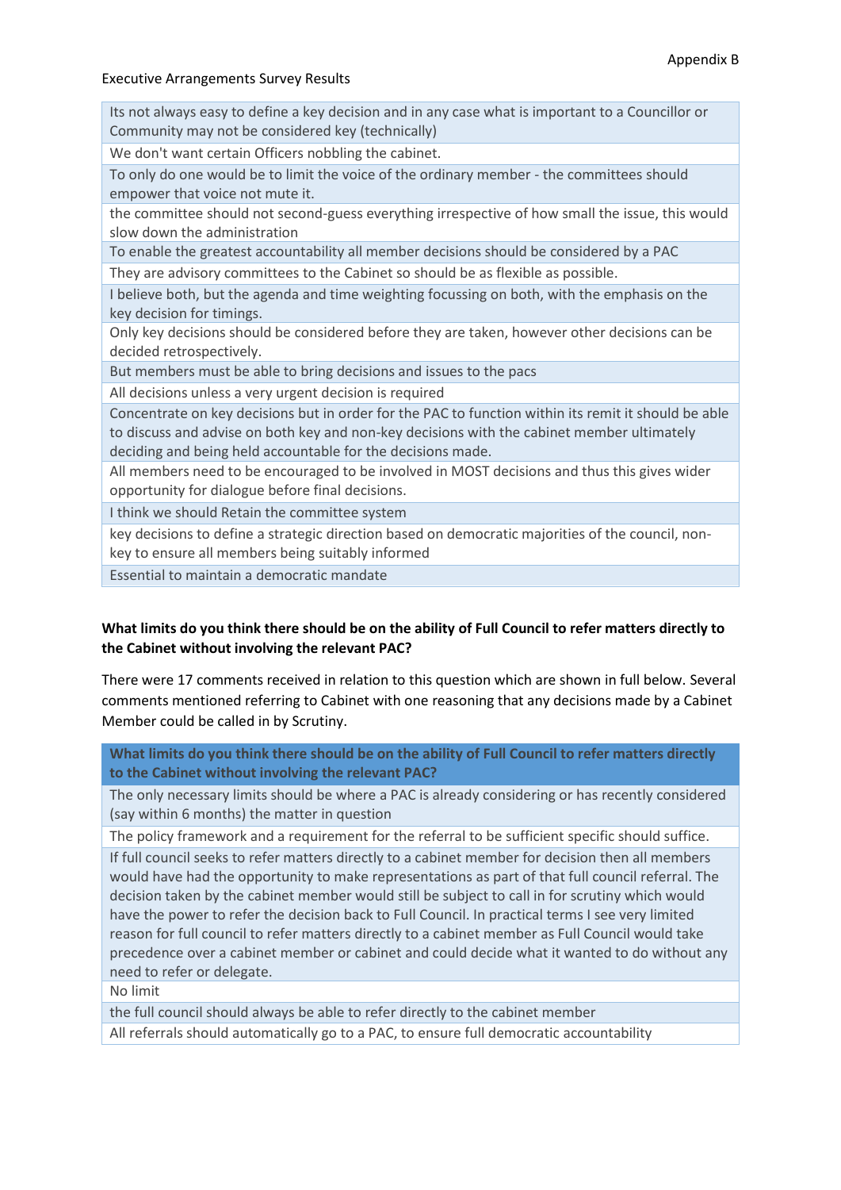Appendix B

Executive Arrangements Survey Results

| |
|---|
| Its not always easy to define a key decision and in any case what is important to a Councillor or Community may not be considered key (technically) |
| We don't want certain Officers nobbling the cabinet. |
| To only do one would be to limit the voice of the ordinary member - the committees should empower that voice not mute it. |
| the committee should not second-guess everything irrespective of how small the issue, this would slow down the administration |
| To enable the greatest accountability all member decisions should be considered by a PAC |
| They are advisory committees to the Cabinet so should be as flexible as possible. |
| I believe both, but the agenda and time weighting focussing on both, with the emphasis on the key decision for timings. |
| Only key decisions should be considered before they are taken, however other decisions can be decided retrospectively. |
| But members must be able to bring decisions and issues to the pacs |
| All decisions unless a very urgent decision is required |
| Concentrate on key decisions but in order for the PAC to function within its remit it should be able to discuss and advise on both key and non-key decisions with the cabinet member ultimately deciding and being held accountable for the decisions made. |
| All members need to be encouraged to be involved in MOST decisions and thus this gives wider opportunity for dialogue before final decisions. |
| I think we should Retain the committee system |
| key decisions to define a strategic direction based on democratic majorities of the council, non-key to ensure all members being suitably informed |
| Essential to maintain a democratic mandate |

**What limits do you think there should be on the ability of Full Council to refer matters directly to the Cabinet without involving the relevant PAC?**

There were 17 comments received in relation to this question which are shown in full below. Several comments mentioned referring to Cabinet with one reasoning that any decisions made by a Cabinet Member could be called in by Scrutiny.

| What limits do you think there should be on the ability of Full Council to refer matters directly to the Cabinet without involving the relevant PAC? |
|---|
| The only necessary limits should be where a PAC is already considering or has recently considered (say within 6 months) the matter in question |
| The policy framework and a requirement for the referral to be sufficient specific should suffice. |
| If full council seeks to refer matters directly to a cabinet member for decision then all members would have had the opportunity to make representations as part of that full council referral. The decision taken by the cabinet member would still be subject to call in for scrutiny which would have the power to refer the decision back to Full Council. In practical terms I see very limited reason for full council to refer matters directly to a cabinet member as Full Council would take precedence over a cabinet member or cabinet and could decide what it wanted to do without any need to refer or delegate. |
| No limit |
| the full council should always be able to refer directly to the cabinet member |
| All referrals should automatically go to a PAC, to ensure full democratic accountability |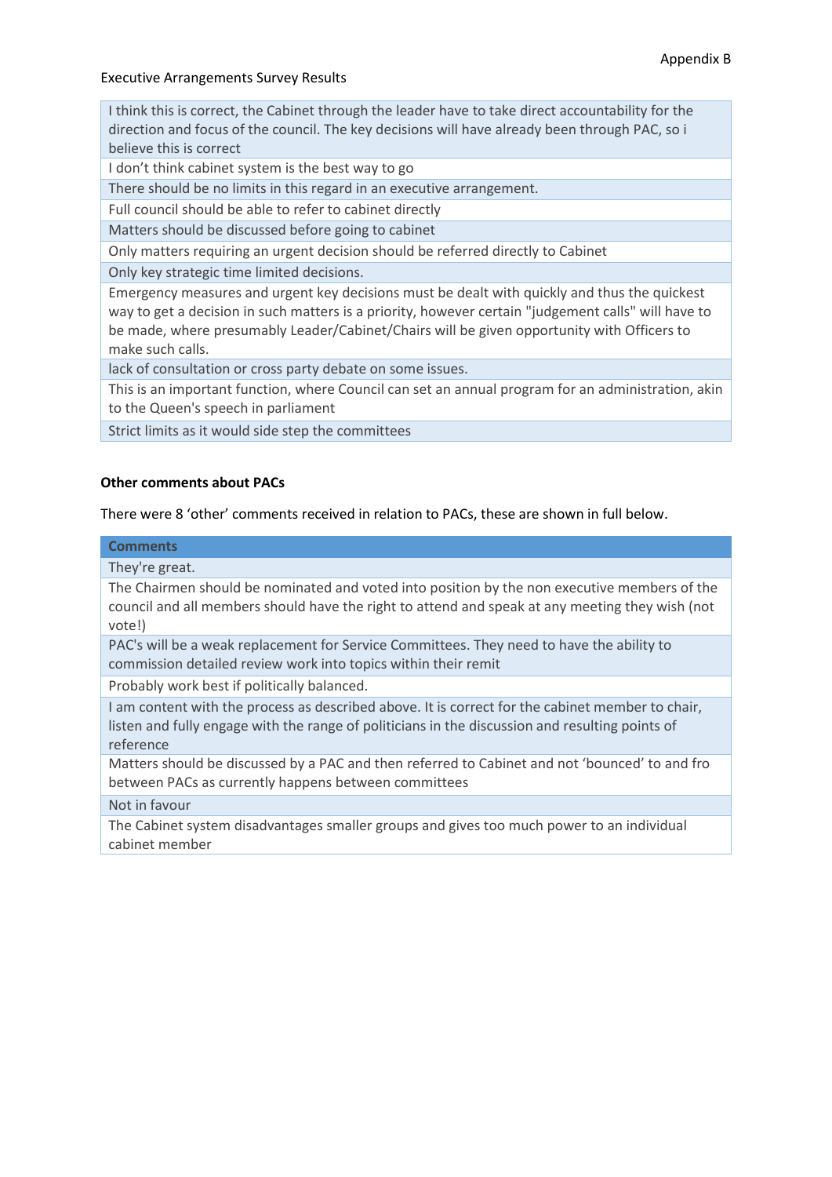Appendix B

Executive Arrangements Survey Results

| |
|---|
| I think this is correct, the Cabinet through the leader have to take direct accountability for the direction and focus of the council. The key decisions will have already been through PAC, so i believe this is correct |
| I don't think cabinet system is the best way to go |
| There should be no limits in this regard in an executive arrangement. |
| Full council should be able to refer to cabinet directly |
| Matters should be discussed before going to cabinet |
| Only matters requiring an urgent decision should be referred directly to Cabinet |
| Only key strategic time limited decisions. |
| Emergency measures and urgent key decisions must be dealt with quickly and thus the quickest way to get a decision in such matters is a priority, however certain "judgement calls" will have to be made, where presumably Leader/Cabinet/Chairs will be given opportunity with Officers to make such calls. |
| lack of consultation or cross party debate on some issues. |
| This is an important function, where Council can set an annual program for an administration, akin to the Queen's speech in parliament |
| Strict limits as it would side step the committees |

**Other comments about PACs**

There were 8 'other' comments received in relation to PACs, these are shown in full below.

| Comments |
|---|
| They're great. |
| The Chairmen should be nominated and voted into position by the non executive members of the council and all members should have the right to attend and speak at any meeting they wish (not vote!) |
| PAC's will be a weak replacement for Service Committees. They need to have the ability to commission detailed review work into topics within their remit |
| Probably work best if politically balanced. |
| I am content with the process as described above. It is correct for the cabinet member to chair, listen and fully engage with the range of politicians in the discussion and resulting points of reference |
| Matters should be discussed by a PAC and then referred to Cabinet and not 'bounced' to and fro between PACs as currently happens between committees |
| Not in favour |
| The Cabinet system disadvantages smaller groups and gives too much power to an individual cabinet member |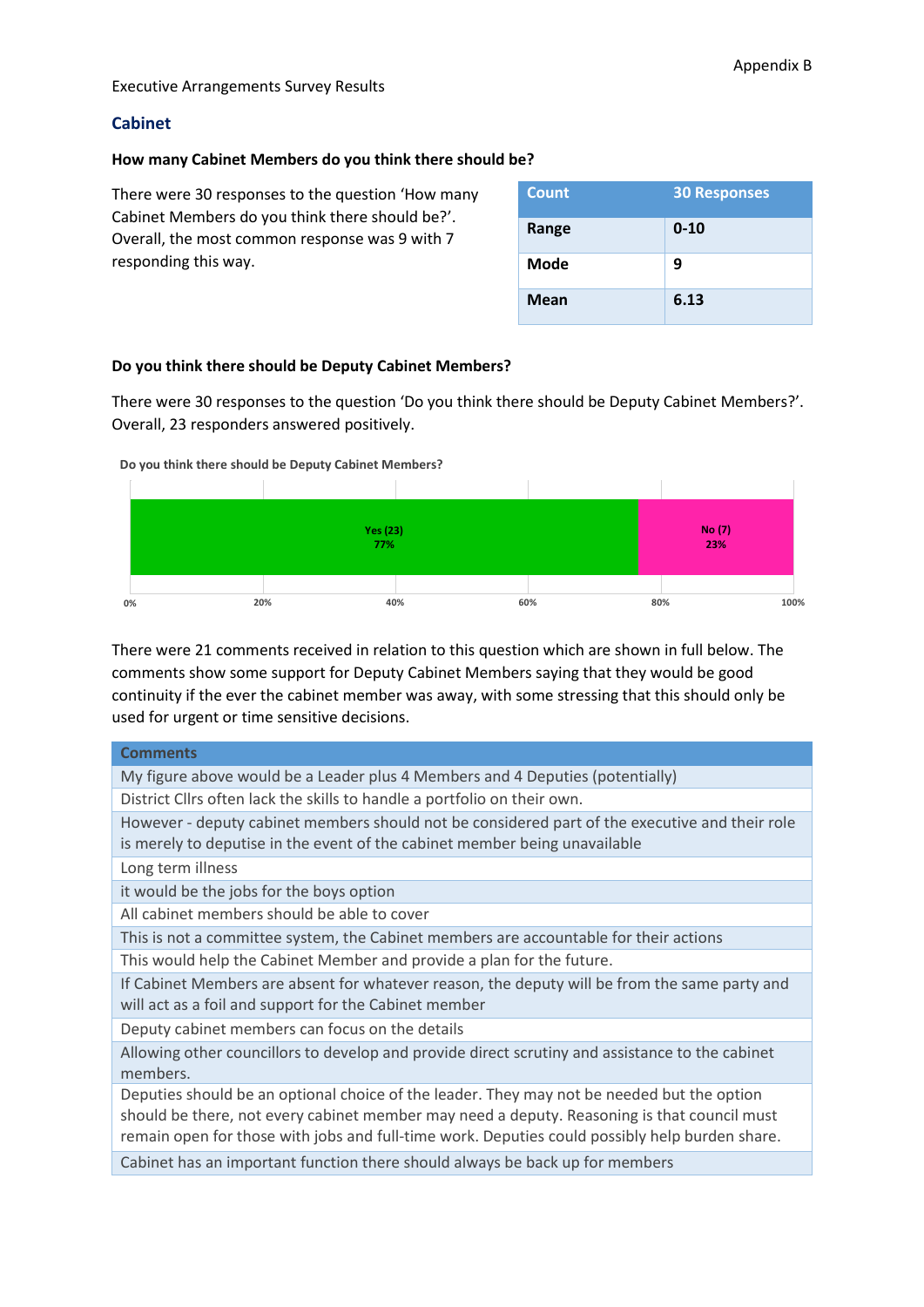Appendix B

Executive Arrangements Survey Results

## Cabinet

**How many Cabinet Members do you think there should be?**

There were 30 responses to the question 'How many Cabinet Members do you think there should be?'. Overall, the most common response was 9 with 7 responding this way.

| Count | 30 Responses |
|---|---|
| Range | 0-10 |
| Mode | 9 |
| Mean | 6.13 |

**Do you think there should be Deputy Cabinet Members?**

There were 30 responses to the question 'Do you think there should be Deputy Cabinet Members?'. Overall, 23 responders answered positively.

**Do you think there should be Deputy Cabinet Members?**

| Response | Count | Percentage |
|---|---|---|
| Yes | 23 | 77% |
| No | 7 | 23% |

There were 21 comments received in relation to this question which are shown in full below. The comments show some support for Deputy Cabinet Members saying that they would be good continuity if the ever the cabinet member was away, with some stressing that this should only be used for urgent or time sensitive decisions.

| Comments |
|---|
| My figure above would be a Leader plus 4 Members and 4 Deputies (potentially) |
| District Cllrs often lack the skills to handle a portfolio on their own. |
| However - deputy cabinet members should not be considered part of the executive and their role is merely to deputise in the event of the cabinet member being unavailable |
| Long term illness |
| it would be the jobs for the boys option |
| All cabinet members should be able to cover |
| This is not a committee system, the Cabinet members are accountable for their actions |
| This would help the Cabinet Member and provide a plan for the future. |
| If Cabinet Members are absent for whatever reason, the deputy will be from the same party and will act as a foil and support for the Cabinet member |
| Deputy cabinet members can focus on the details |
| Allowing other councillors to develop and provide direct scrutiny and assistance to the cabinet members. |
| Deputies should be an optional choice of the leader. They may not be needed but the option should be there, not every cabinet member may need a deputy. Reasoning is that council must remain open for those with jobs and full-time work. Deputies could possibly help burden share. |
| Cabinet has an important function there should always be back up for members |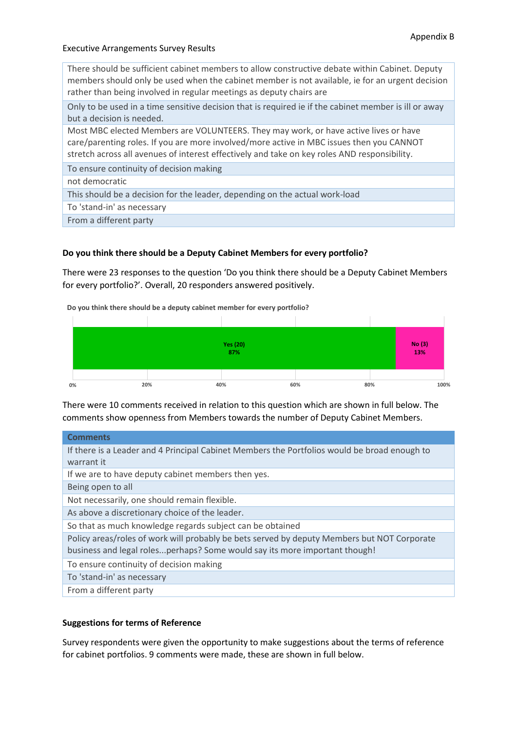Executive Arrangements Survey Results

| |
|---|
| There should be sufficient cabinet members to allow constructive debate within Cabinet. Deputy members should only be used when the cabinet member is not available, ie for an urgent decision rather than being involved in regular meetings as deputy chairs are |
| Only to be used in a time sensitive decision that is required ie if the cabinet member is ill or away but a decision is needed. |
| Most MBC elected Members are VOLUNTEERS. They may work, or have active lives or have care/parenting roles. If you are more involved/more active in MBC issues then you CANNOT stretch across all avenues of interest effectively and take on key roles AND responsibility. |
| To ensure continuity of decision making |
| not democratic |
| This should be a decision for the leader, depending on the actual work-load |
| To 'stand-in' as necessary |
| From a different party |

**Do you think there should be a Deputy Cabinet Members for every portfolio?**

There were 23 responses to the question 'Do you think there should be a Deputy Cabinet Members for every portfolio?'. Overall, 20 responders answered positively.

**Do you think there should be a deputy cabinet member for every portfolio?**

| Response | Count | Percentage |
|---|---|---|
| Yes | 20 | 87% |
| No | 3 | 13% |

There were 10 comments received in relation to this question which are shown in full below. The comments show openness from Members towards the number of Deputy Cabinet Members.

| Comments |
|---|
| If there is a Leader and 4 Principal Cabinet Members the Portfolios would be broad enough to warrant it |
| If we are to have deputy cabinet members then yes. |
| Being open to all |
| Not necessarily, one should remain flexible. |
| As above a discretionary choice of the leader. |
| So that as much knowledge regards subject can be obtained |
| Policy areas/roles of work will probably be bets served by deputy Members but NOT Corporate business and legal roles...perhaps? Some would say its more important though! |
| To ensure continuity of decision making |
| To 'stand-in' as necessary |
| From a different party |

**Suggestions for terms of Reference**

Survey respondents were given the opportunity to make suggestions about the terms of reference for cabinet portfolios. 9 comments were made, these are shown in full below.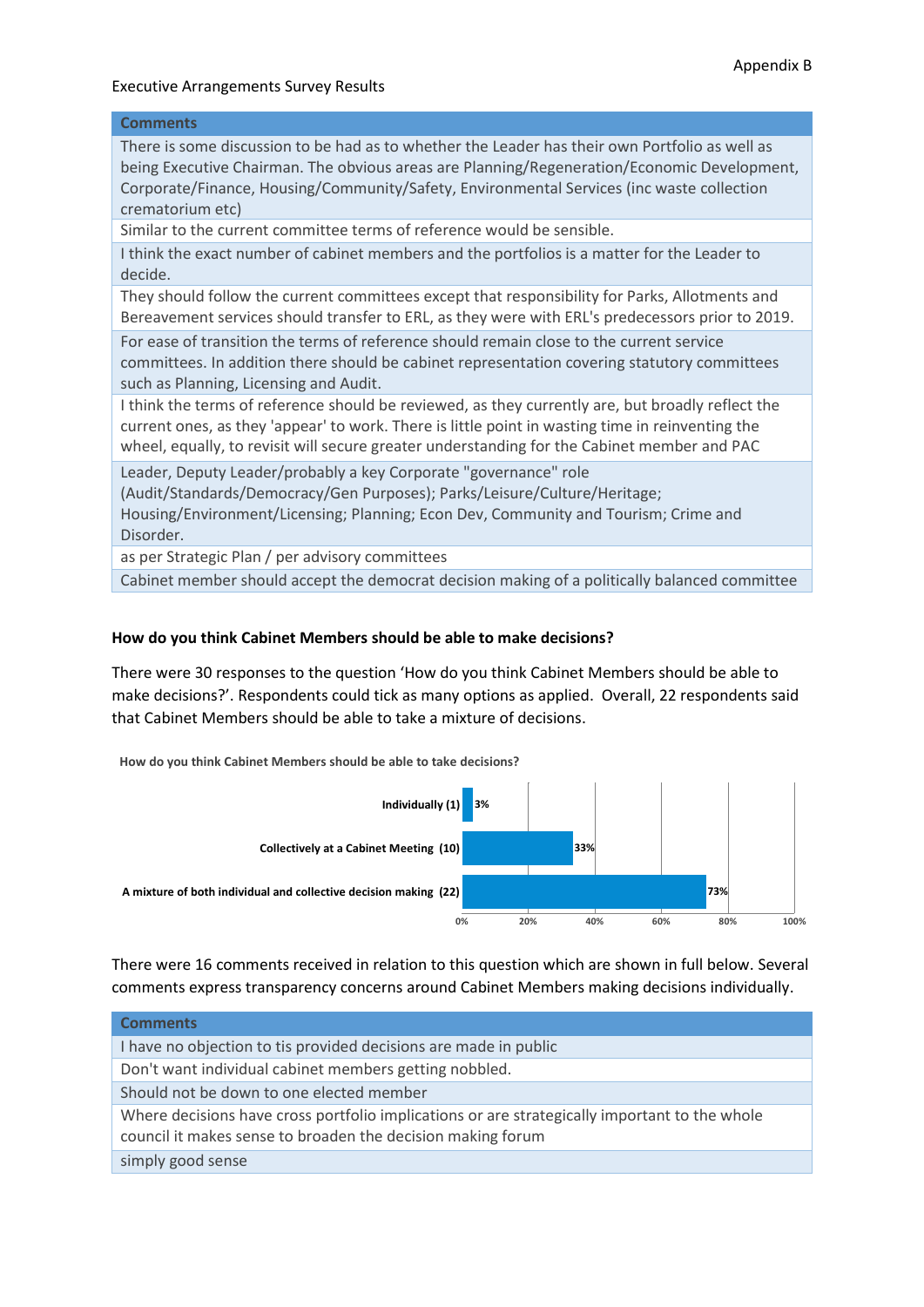Executive Arrangements Survey Results

| Comments |
| --- |
| There is some discussion to be had as to whether the Leader has their own Portfolio as well as being Executive Chairman. The obvious areas are Planning/Regeneration/Economic Development, Corporate/Finance, Housing/Community/Safety, Environmental Services (inc waste collection crematorium etc) |
| Similar to the current committee terms of reference would be sensible. |
| I think the exact number of cabinet members and the portfolios is a matter for the Leader to decide. |
| They should follow the current committees except that responsibility for Parks, Allotments and Bereavement services should transfer to ERL, as they were with ERL's predecessors prior to 2019. |
| For ease of transition the terms of reference should remain close to the current service committees. In addition there should be cabinet representation covering statutory committees such as Planning, Licensing and Audit. |
| I think the terms of reference should be reviewed, as they currently are, but broadly reflect the current ones, as they 'appear' to work. There is little point in wasting time in reinventing the wheel, equally, to revisit will secure greater understanding for the Cabinet member and PAC |
| Leader, Deputy Leader/probably a key Corporate "governance" role (Audit/Standards/Democracy/Gen Purposes); Parks/Leisure/Culture/Heritage; Housing/Environment/Licensing; Planning; Econ Dev, Community and Tourism; Crime and Disorder. |
| as per Strategic Plan / per advisory committees |
| Cabinet member should accept the democrat decision making of a politically balanced committee |

**How do you think Cabinet Members should be able to make decisions?**

There were 30 responses to the question 'How do you think Cabinet Members should be able to make decisions?'. Respondents could tick as many options as applied. Overall, 22 respondents said that Cabinet Members should be able to take a mixture of decisions.

**How do you think Cabinet Members should be able to take decisions?**

| Option | Percentage |
| --- | --- |
| Individually (1) | 3% |
| Collectively at a Cabinet Meeting (10) | 33% |
| A mixture of both individual and collective decision making (22) | 73% |

There were 16 comments received in relation to this question which are shown in full below. Several comments express transparency concerns around Cabinet Members making decisions individually.

| Comments |
| --- |
| I have no objection to tis provided decisions are made in public |
| Don't want individual cabinet members getting nobbled. |
| Should not be down to one elected member |
| Where decisions have cross portfolio implications or are strategically important to the whole council it makes sense to broaden the decision making forum |
| simply good sense |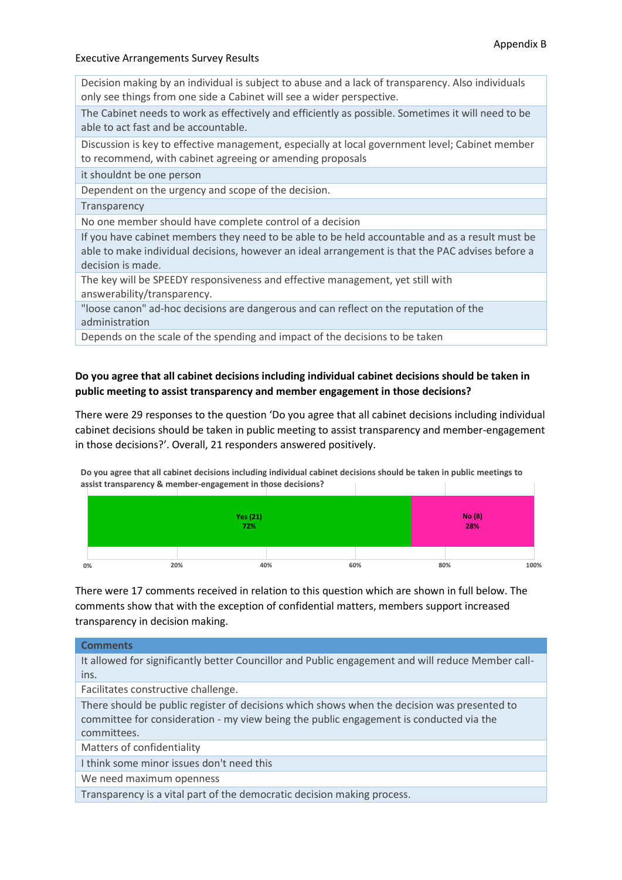Appendix B

Executive Arrangements Survey Results

| |
|---|
| Decision making by an individual is subject to abuse and a lack of transparency. Also individuals only see things from one side a Cabinet will see a wider perspective. |
| The Cabinet needs to work as effectively and efficiently as possible. Sometimes it will need to be able to act fast and be accountable. |
| Discussion is key to effective management, especially at local government level; Cabinet member to recommend, with cabinet agreeing or amending proposals |
| it shouldnt be one person |
| Dependent on the urgency and scope of the decision. |
| Transparency |
| No one member should have complete control of a decision |
| If you have cabinet members they need to be able to be held accountable and as a result must be able to make individual decisions, however an ideal arrangement is that the PAC advises before a decision is made. |
| The key will be SPEEDY responsiveness and effective management, yet still with answerability/transparency. |
| "loose canon" ad-hoc decisions are dangerous and can reflect on the reputation of the administration |
| Depends on the scale of the spending and impact of the decisions to be taken |

**Do you agree that all cabinet decisions including individual cabinet decisions should be taken in public meeting to assist transparency and member engagement in those decisions?**

There were 29 responses to the question 'Do you agree that all cabinet decisions including individual cabinet decisions should be taken in public meeting to assist transparency and member-engagement in those decisions?'. Overall, 21 responders answered positively.

**Do you agree that all cabinet decisions including individual cabinet decisions should be taken in public meetings to assist transparency & member-engagement in those decisions?**

| Response | Count | Percentage |
|---|---|---|
| Yes | 21 | 72% |
| No | 8 | 28% |

There were 17 comments received in relation to this question which are shown in full below. The comments show that with the exception of confidential matters, members support increased transparency in decision making.

| Comments |
|---|
| It allowed for significantly better Councillor and Public engagement and will reduce Member call-ins. |
| Facilitates constructive challenge. |
| There should be public register of decisions which shows when the decision was presented to committee for consideration - my view being the public engagement is conducted via the committees. |
| Matters of confidentiality |
| I think some minor issues don't need this |
| We need maximum openness |
| Transparency is a vital part of the democratic decision making process. |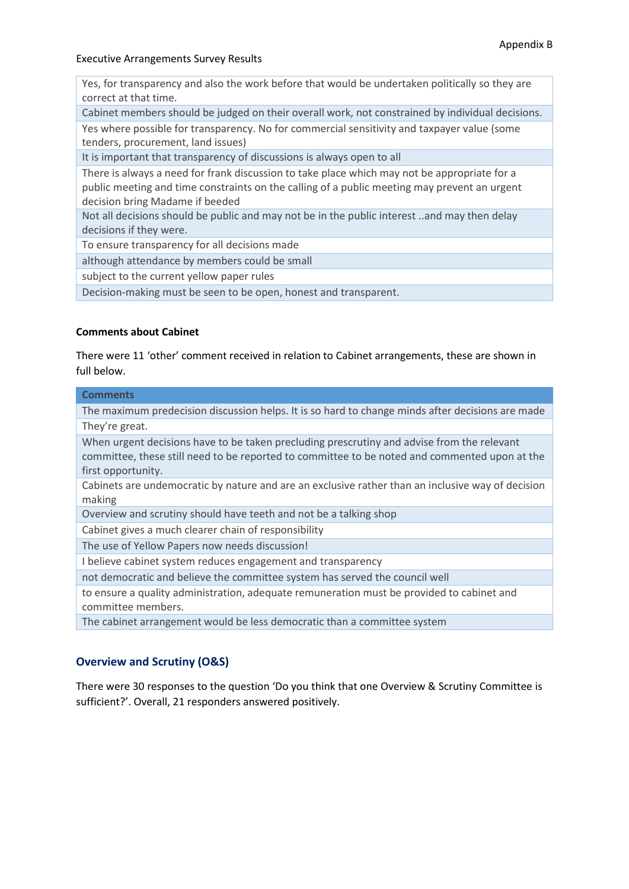Executive Arrangements Survey Results

| |
|---|
| Yes, for transparency and also the work before that would be undertaken politically so they are correct at that time. |
| Cabinet members should be judged on their overall work, not constrained by individual decisions. |
| Yes where possible for transparency. No for commercial sensitivity and taxpayer value (some tenders, procurement, land issues) |
| It is important that transparency of discussions is always open to all |
| There is always a need for frank discussion to take place which may not be appropriate for a public meeting and time constraints on the calling of a public meeting may prevent an urgent decision bring Madame if beeded |
| Not all decisions should be public and may not be in the public interest ..and may then delay decisions if they were. |
| To ensure transparency for all decisions made |
| although attendance by members could be small |
| subject to the current yellow paper rules |
| Decision-making must be seen to be open, honest and transparent. |

**Comments about Cabinet**

There were 11 'other' comment received in relation to Cabinet arrangements, these are shown in full below.

| Comments |
|---|
| The maximum predecision discussion helps. It is so hard to change minds after decisions are made |
| They're great. |
| When urgent decisions have to be taken precluding prescrutiny and advise from the relevant committee, these still need to be reported to committee to be noted and commented upon at the first opportunity. |
| Cabinets are undemocratic by nature and are an exclusive rather than an inclusive way of decision making |
| Overview and scrutiny should have teeth and not be a talking shop |
| Cabinet gives a much clearer chain of responsibility |
| The use of Yellow Papers now needs discussion! |
| I believe cabinet system reduces engagement and transparency |
| not democratic and believe the committee system has served the council well |
| to ensure a quality administration, adequate remuneration must be provided to cabinet and committee members. |
| The cabinet arrangement would be less democratic than a committee system |

## Overview and Scrutiny (O&S)

There were 30 responses to the question 'Do you think that one Overview & Scrutiny Committee is sufficient?'. Overall, 21 responders answered positively.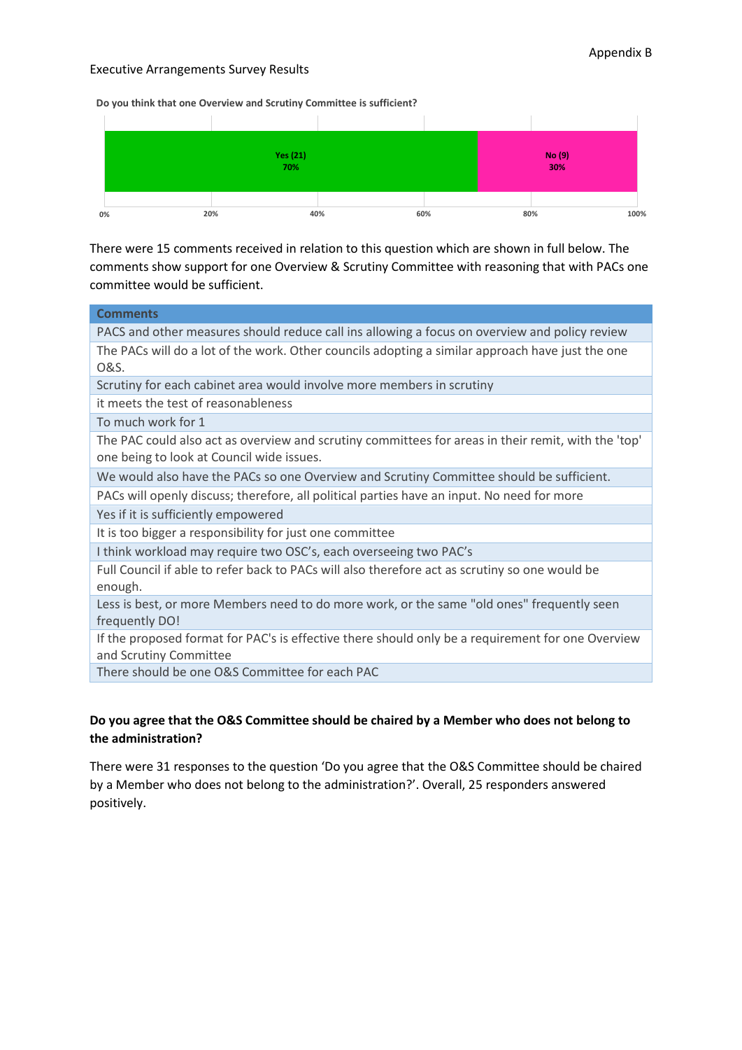Appendix B

Executive Arrangements Survey Results

**Do you think that one Overview and Scrutiny Committee is sufficient?**

| Response | Count | Percentage |
|---|---|---|
| Yes | 21 | 70% |
| No | 9 | 30% |

There were 15 comments received in relation to this question which are shown in full below. The comments show support for one Overview & Scrutiny Committee with reasoning that with PACs one committee would be sufficient.

| Comments |
|---|
| PACS and other measures should reduce call ins allowing a focus on overview and policy review |
| The PACs will do a lot of the work. Other councils adopting a similar approach have just the one O&S. |
| Scrutiny for each cabinet area would involve more members in scrutiny |
| it meets the test of reasonableness |
| To much work for 1 |
| The PAC could also act as overview and scrutiny committees for areas in their remit, with the 'top' one being to look at Council wide issues. |
| We would also have the PACs so one Overview and Scrutiny Committee should be sufficient. |
| PACs will openly discuss; therefore, all political parties have an input. No need for more |
| Yes if it is sufficiently empowered |
| It is too bigger a responsibility for just one committee |
| I think workload may require two OSC's, each overseeing two PAC's |
| Full Council if able to refer back to PACs will also therefore act as scrutiny so one would be enough. |
| Less is best, or more Members need to do more work, or the same "old ones" frequently seen frequently DO! |
| If the proposed format for PAC's is effective there should only be a requirement for one Overview and Scrutiny Committee |
| There should be one O&S Committee for each PAC |

**Do you agree that the O&S Committee should be chaired by a Member who does not belong to the administration?**

There were 31 responses to the question 'Do you agree that the O&S Committee should be chaired by a Member who does not belong to the administration?'. Overall, 25 responders answered positively.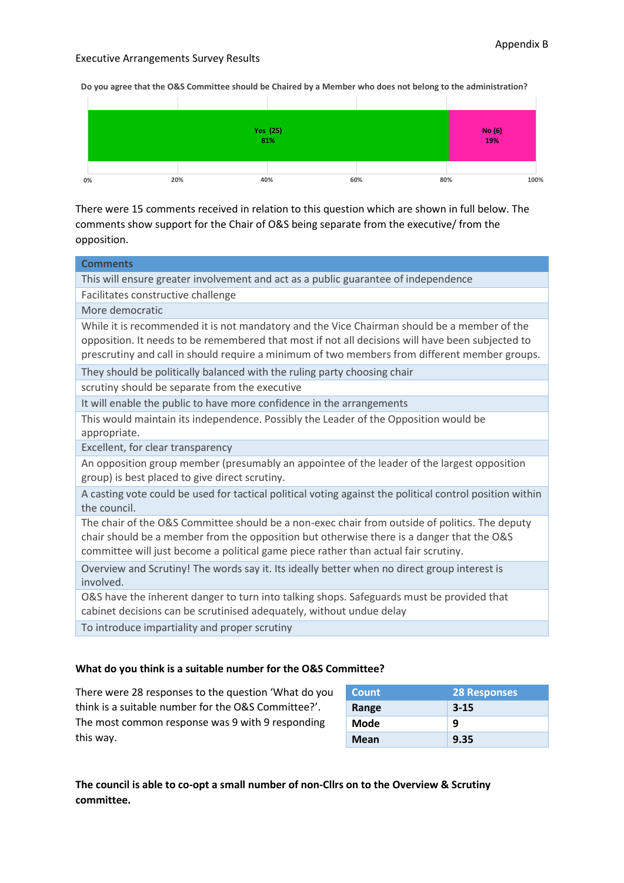Appendix B

Executive Arrangements Survey Results

**Do you agree that the O&S Committee should be Chaired by a Member who does not belong to the administration?**

| Response | Count | Percentage |
|---|---|---|
| Yes | 25 | 81% |
| No | 6 | 19% |

There were 15 comments received in relation to this question which are shown in full below. The comments show support for the Chair of O&S being separate from the executive/ from the opposition.

| Comments |
|---|
| This will ensure greater involvement and act as a public guarantee of independence |
| Facilitates constructive challenge |
| More democratic |
| While it is recommended it is not mandatory and the Vice Chairman should be a member of the opposition. It needs to be remembered that most if not all decisions will have been subjected to prescrutiny and call in should require a minimum of two members from different member groups. |
| They should be politically balanced with the ruling party choosing chair |
| scrutiny should be separate from the executive |
| It will enable the public to have more confidence in the arrangements |
| This would maintain its independence. Possibly the Leader of the Opposition would be appropriate. |
| Excellent, for clear transparency |
| An opposition group member (presumably an appointee of the leader of the largest opposition group) is best placed to give direct scrutiny. |
| A casting vote could be used for tactical political voting against the political control position within the council. |
| The chair of the O&S Committee should be a non-exec chair from outside of politics. The deputy chair should be a member from the opposition but otherwise there is a danger that the O&S committee will just become a political game piece rather than actual fair scrutiny. |
| Overview and Scrutiny! The words say it. Its ideally better when no direct group interest is involved. |
| O&S have the inherent danger to turn into talking shops. Safeguards must be provided that cabinet decisions can be scrutinised adequately, without undue delay |
| To introduce impartiality and proper scrutiny |

**What do you think is a suitable number for the O&S Committee?**

There were 28 responses to the question 'What do you think is a suitable number for the O&S Committee?'. The most common response was 9 with 9 responding this way.

| Count | 28 Responses |
|---|---|
| **Range** | **3-15** |
| **Mode** | **9** |
| **Mean** | **9.35** |

**The council is able to co-opt a small number of non-Cllrs on to the Overview & Scrutiny committee.**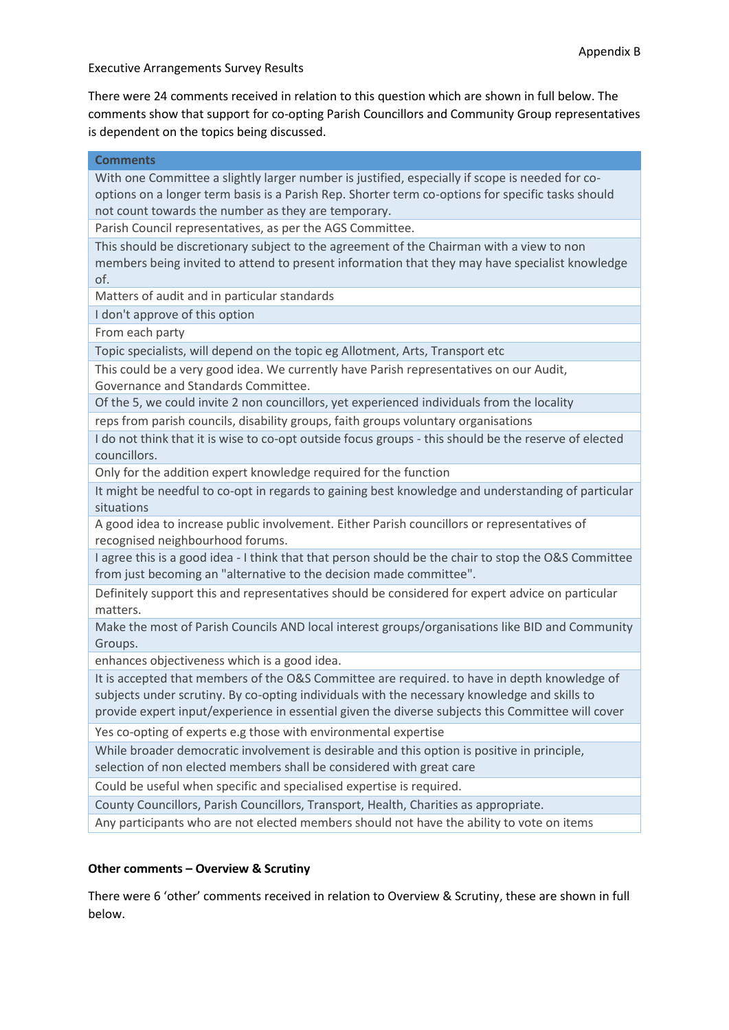Appendix B

Executive Arrangements Survey Results

There were 24 comments received in relation to this question which are shown in full below. The comments show that support for co-opting Parish Councillors and Community Group representatives is dependent on the topics being discussed.

| Comments |
|---|
| With one Committee a slightly larger number is justified, especially if scope is needed for co-options on a longer term basis is a Parish Rep. Shorter term co-options for specific tasks should not count towards the number as they are temporary. |
| Parish Council representatives, as per the AGS Committee. |
| This should be discretionary subject to the agreement of the Chairman with a view to non members being invited to attend to present information that they may have specialist knowledge of. |
| Matters of audit and in particular standards |
| I don't approve of this option |
| From each party |
| Topic specialists, will depend on the topic eg Allotment, Arts, Transport etc |
| This could be a very good idea. We currently have Parish representatives on our Audit, Governance and Standards Committee. |
| Of the 5, we could invite 2 non councillors, yet experienced individuals from the locality |
| reps from parish councils, disability groups, faith groups voluntary organisations |
| I do not think that it is wise to co-opt outside focus groups - this should be the reserve of elected councillors. |
| Only for the addition expert knowledge required for the function |
| It might be needful to co-opt in regards to gaining best knowledge and understanding of particular situations |
| A good idea to increase public involvement. Either Parish councillors or representatives of recognised neighbourhood forums. |
| I agree this is a good idea - I think that that person should be the chair to stop the O&S Committee from just becoming an "alternative to the decision made committee". |
| Definitely support this and representatives should be considered for expert advice on particular matters. |
| Make the most of Parish Councils AND local interest groups/organisations like BID and Community Groups. |
| enhances objectiveness which is a good idea. |
| It is accepted that members of the O&S Committee are required. to have in depth knowledge of subjects under scrutiny. By co-opting individuals with the necessary knowledge and skills to provide expert input/experience in essential given the diverse subjects this Committee will cover |
| Yes co-opting of experts e.g those with environmental expertise |
| While broader democratic involvement is desirable and this option is positive in principle, selection of non elected members shall be considered with great care |
| Could be useful when specific and specialised expertise is required. |
| County Councillors, Parish Councillors, Transport, Health, Charities as appropriate. |
| Any participants who are not elected members should not have the ability to vote on items |

**Other comments – Overview & Scrutiny**

There were 6 'other' comments received in relation to Overview & Scrutiny, these are shown in full below.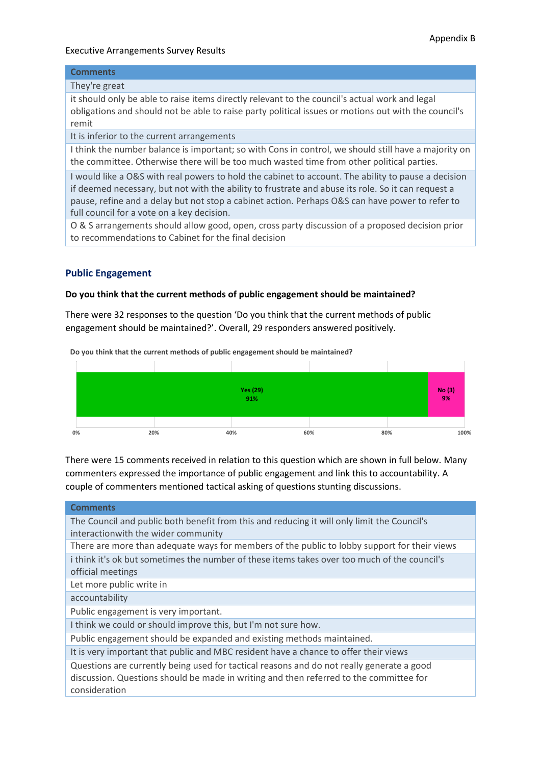Appendix B

Executive Arrangements Survey Results

| Comments |
| --- |
| They're great |
| it should only be able to raise items directly relevant to the council's actual work and legal obligations and should not be able to raise party political issues or motions out with the council's remit |
| It is inferior to the current arrangements |
| I think the number balance is important; so with Cons in control, we should still have a majority on the committee. Otherwise there will be too much wasted time from other political parties. |
| I would like a O&S with real powers to hold the cabinet to account. The ability to pause a decision if deemed necessary, but not with the ability to frustrate and abuse its role. So it can request a pause, refine and a delay but not stop a cabinet action. Perhaps O&S can have power to refer to full council for a vote on a key decision. |
| O & S arrangements should allow good, open, cross party discussion of a proposed decision prior to recommendations to Cabinet for the final decision |

## Public Engagement

**Do you think that the current methods of public engagement should be maintained?**

There were 32 responses to the question 'Do you think that the current methods of public engagement should be maintained?'. Overall, 29 responders answered positively.

**Do you think that the current methods of public engagement should be maintained?**

| Response | Count | Percentage |
| --- | --- | --- |
| Yes | 29 | 91% |
| No | 3 | 9% |

There were 15 comments received in relation to this question which are shown in full below. Many commenters expressed the importance of public engagement and link this to accountability. A couple of commenters mentioned tactical asking of questions stunting discussions.

| Comments |
| --- |
| The Council and public both benefit from this and reducing it will only limit the Council's interactionwith the wider community |
| There are more than adequate ways for members of the public to lobby support for their views |
| i think it's ok but sometimes the number of these items takes over too much of the council's official meetings |
| Let more public write in |
| accountability |
| Public engagement is very important. |
| I think we could or should improve this, but I'm not sure how. |
| Public engagement should be expanded and existing methods maintained. |
| It is very important that public and MBC resident have a chance to offer their views |
| Questions are currently being used for tactical reasons and do not really generate a good discussion. Questions should be made in writing and then referred to the committee for consideration |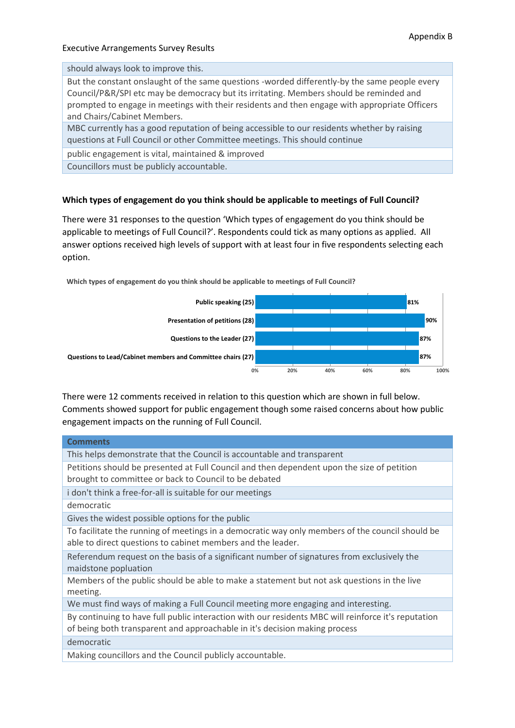Executive Arrangements Survey Results

| |
|---|
| should always look to improve this. |
| But the constant onslaught of the same questions -worded differently-by the same people every Council/P&R/SPI etc may be democracy but its irritating. Members should be reminded and prompted to engage in meetings with their residents and then engage with appropriate Officers and Chairs/Cabinet Members. |
| MBC currently has a good reputation of being accessible to our residents whether by raising questions at Full Council or other Committee meetings. This should continue |
| public engagement is vital, maintained & improved |
| Councillors must be publicly accountable. |

**Which types of engagement do you think should be applicable to meetings of Full Council?**

There were 31 responses to the question 'Which types of engagement do you think should be applicable to meetings of Full Council?'. Respondents could tick as many options as applied. All answer options received high levels of support with at least four in five respondents selecting each option.

**Which types of engagement do you think should be applicable to meetings of Full Council?**

| Option | Percentage |
|---|---|
| Public speaking (25) | 81% |
| Presentation of petitions (28) | 90% |
| Questions to the Leader (27) | 87% |
| Questions to Lead/Cabinet members and Committee chairs (27) | 87% |

There were 12 comments received in relation to this question which are shown in full below. Comments showed support for public engagement though some raised concerns about how public engagement impacts on the running of Full Council.

| Comments |
|---|
| This helps demonstrate that the Council is accountable and transparent |
| Petitions should be presented at Full Council and then dependent upon the size of petition brought to committee or back to Council to be debated |
| i don't think a free-for-all is suitable for our meetings |
| democratic |
| Gives the widest possible options for the public |
| To facilitate the running of meetings in a democratic way only members of the council should be able to direct questions to cabinet members and the leader. |
| Referendum request on the basis of a significant number of signatures from exclusively the maidstone popluation |
| Members of the public should be able to make a statement but not ask questions in the live meeting. |
| We must find ways of making a Full Council meeting more engaging and interesting. |
| By continuing to have full public interaction with our residents MBC will reinforce it's reputation of being both transparent and approachable in it's decision making process |
| democratic |
| Making councillors and the Council publicly accountable. |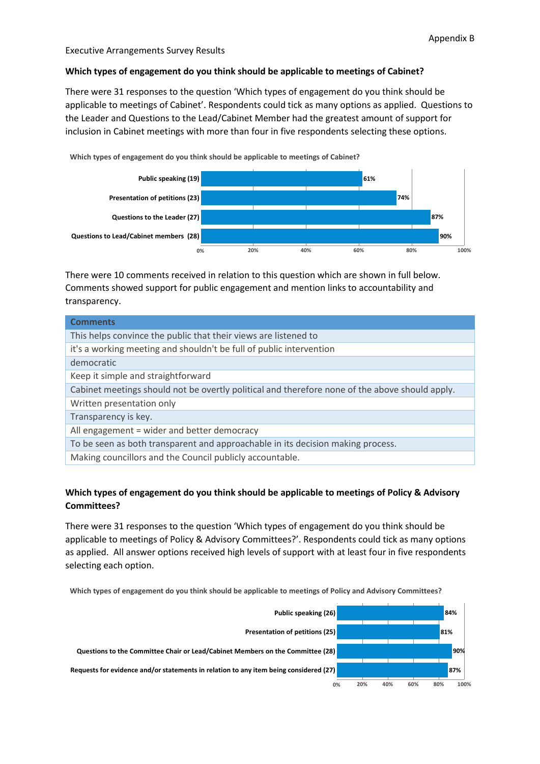Appendix B

Executive Arrangements Survey Results

**Which types of engagement do you think should be applicable to meetings of Cabinet?**

There were 31 responses to the question 'Which types of engagement do you think should be applicable to meetings of Cabinet'. Respondents could tick as many options as applied. Questions to the Leader and Questions to the Lead/Cabinet Member had the greatest amount of support for inclusion in Cabinet meetings with more than four in five respondents selecting these options.

**Which types of engagement do you think should be applicable to meetings of Cabinet?**

| Option | Percentage |
|---|---|
| Public speaking (19) | 61% |
| Presentation of petitions (23) | 74% |
| Questions to the Leader (27) | 87% |
| Questions to Lead/Cabinet members (28) | 90% |

There were 10 comments received in relation to this question which are shown in full below. Comments showed support for public engagement and mention links to accountability and transparency.

| Comments |
|---|
| This helps convince the public that their views are listened to |
| it's a working meeting and shouldn't be full of public intervention |
| democratic |
| Keep it simple and straightforward |
| Cabinet meetings should not be overtly political and therefore none of the above should apply. |
| Written presentation only |
| Transparency is key. |
| All engagement = wider and better democracy |
| To be seen as both transparent and approachable in its decision making process. |
| Making councillors and the Council publicly accountable. |

**Which types of engagement do you think should be applicable to meetings of Policy & Advisory Committees?**

There were 31 responses to the question 'Which types of engagement do you think should be applicable to meetings of Policy & Advisory Committees?'. Respondents could tick as many options as applied. All answer options received high levels of support with at least four in five respondents selecting each option.

**Which types of engagement do you think should be applicable to meetings of Policy and Advisory Committees?**

| Option | Percentage |
|---|---|
| Public speaking (26) | 84% |
| Presentation of petitions (25) | 81% |
| Questions to the Committee Chair or Lead/Cabinet Members on the Committee (28) | 90% |
| Requests for evidence and/or statements in relation to any item being considered (27) | 87% |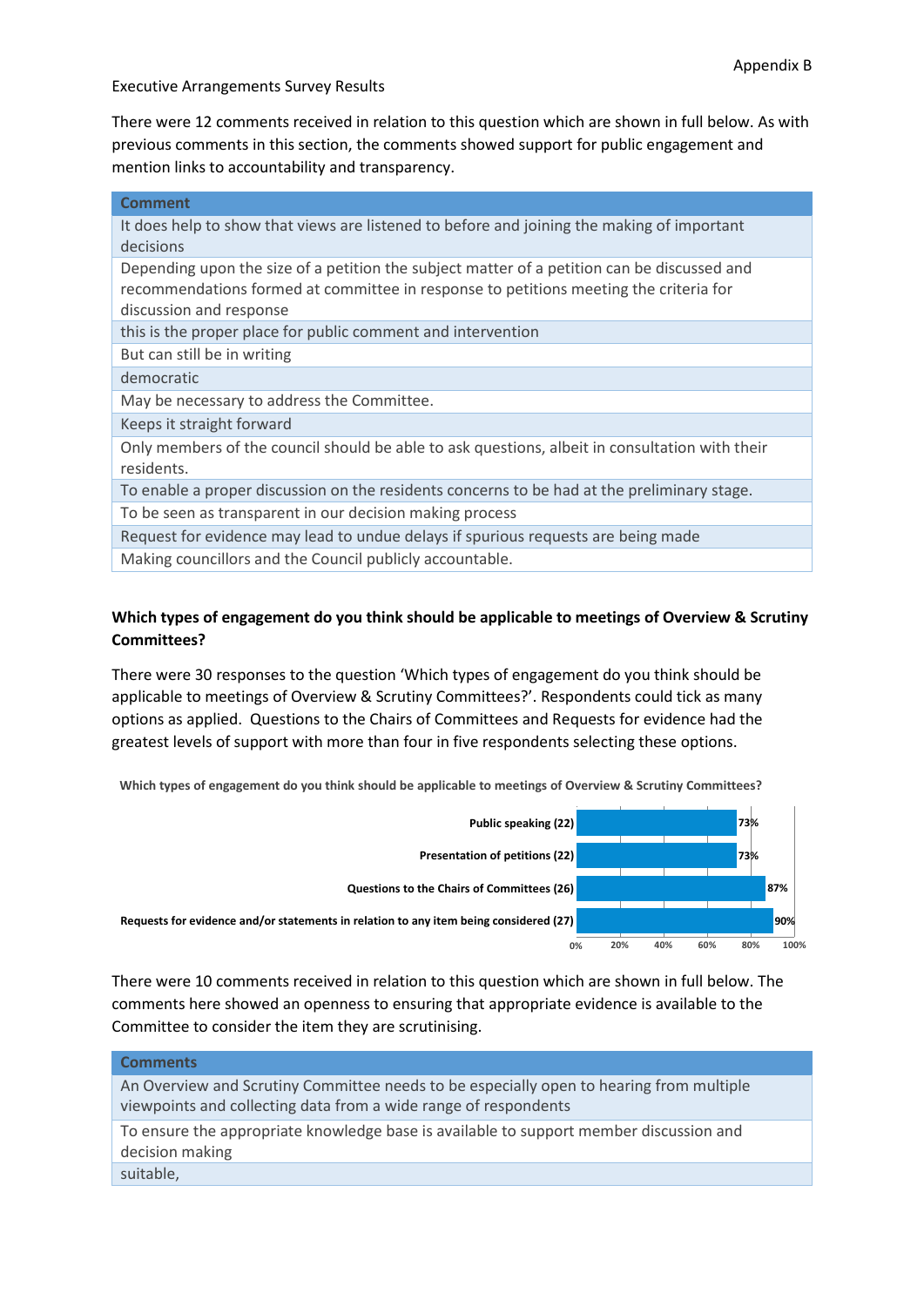Executive Arrangements Survey Results

There were 12 comments received in relation to this question which are shown in full below. As with previous comments in this section, the comments showed support for public engagement and mention links to accountability and transparency.

| Comment |
| --- |
| It does help to show that views are listened to before and joining the making of important decisions |
| Depending upon the size of a petition the subject matter of a petition can be discussed and recommendations formed at committee in response to petitions meeting the criteria for discussion and response |
| this is the proper place for public comment and intervention |
| But can still be in writing |
| democratic |
| May be necessary to address the Committee. |
| Keeps it straight forward |
| Only members of the council should be able to ask questions, albeit in consultation with their residents. |
| To enable a proper discussion on the residents concerns to be had at the preliminary stage. |
| To be seen as transparent in our decision making process |
| Request for evidence may lead to undue delays if spurious requests are being made |
| Making councillors and the Council publicly accountable. |

**Which types of engagement do you think should be applicable to meetings of Overview & Scrutiny Committees?**

There were 30 responses to the question 'Which types of engagement do you think should be applicable to meetings of Overview & Scrutiny Committees?'. Respondents could tick as many options as applied. Questions to the Chairs of Committees and Requests for evidence had the greatest levels of support with more than four in five respondents selecting these options.

**Which types of engagement do you think should be applicable to meetings of Overview & Scrutiny Committees?**

| Option | Percentage |
| --- | --- |
| Public speaking (22) | 73% |
| Presentation of petitions (22) | 73% |
| Questions to the Chairs of Committees (26) | 87% |
| Requests for evidence and/or statements in relation to any item being considered (27) | 90% |

There were 10 comments received in relation to this question which are shown in full below. The comments here showed an openness to ensuring that appropriate evidence is available to the Committee to consider the item they are scrutinising.

| Comments |
| --- |
| An Overview and Scrutiny Committee needs to be especially open to hearing from multiple viewpoints and collecting data from a wide range of respondents |
| To ensure the appropriate knowledge base is available to support member discussion and decision making |
| suitable, |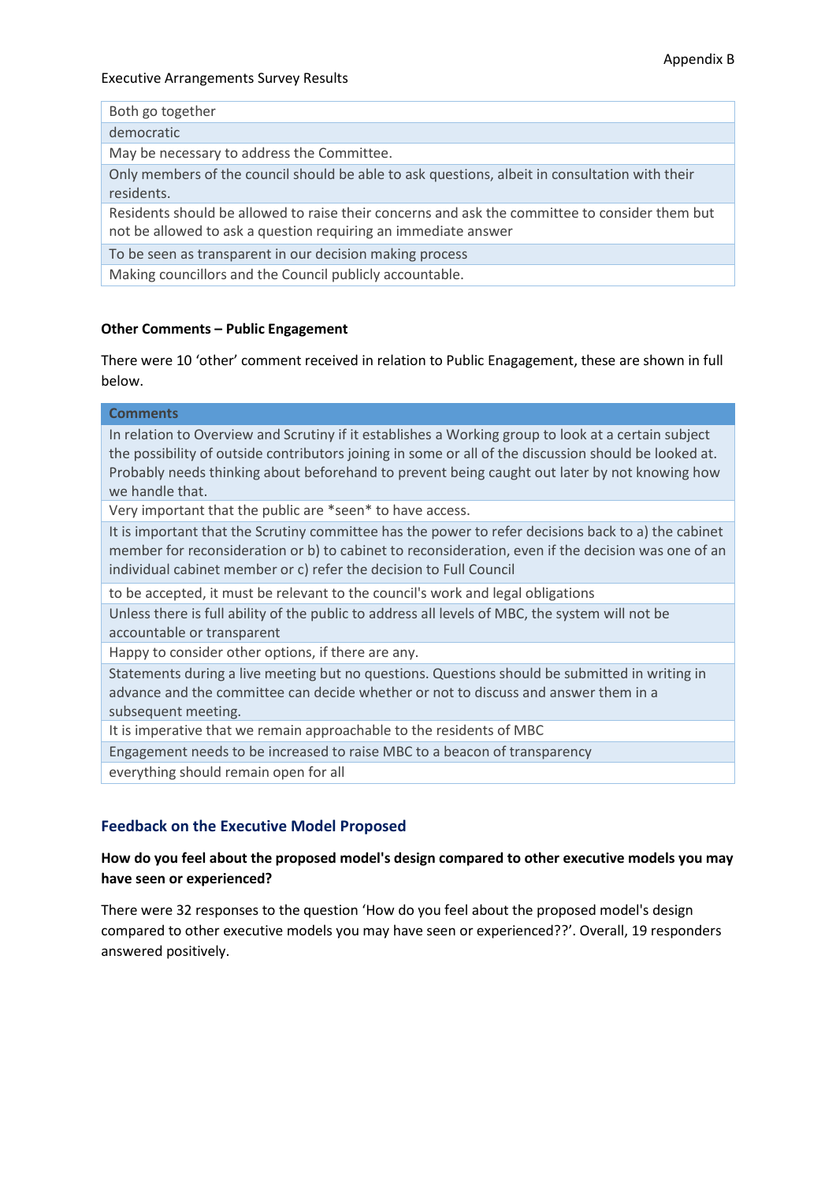Executive Arrangements Survey Results

| |
|---|
| Both go together |
| democratic |
| May be necessary to address the Committee. |
| Only members of the council should be able to ask questions, albeit in consultation with their residents. |
| Residents should be allowed to raise their concerns and ask the committee to consider them but not be allowed to ask a question requiring an immediate answer |
| To be seen as transparent in our decision making process |
| Making councillors and the Council publicly accountable. |

**Other Comments – Public Engagement**

There were 10 'other' comment received in relation to Public Enagagement, these are shown in full below.

| Comments |
|---|
| In relation to Overview and Scrutiny if it establishes a Working group to look at a certain subject the possibility of outside contributors joining in some or all of the discussion should be looked at. Probably needs thinking about beforehand to prevent being caught out later by not knowing how we handle that. |
| Very important that the public are *seen* to have access. |
| It is important that the Scrutiny committee has the power to refer decisions back to a) the cabinet member for reconsideration or b) to cabinet to reconsideration, even if the decision was one of an individual cabinet member or c) refer the decision to Full Council |
| to be accepted, it must be relevant to the council's work and legal obligations |
| Unless there is full ability of the public to address all levels of MBC, the system will not be accountable or transparent |
| Happy to consider other options, if there are any. |
| Statements during a live meeting but no questions. Questions should be submitted in writing in advance and the committee can decide whether or not to discuss and answer them in a subsequent meeting. |
| It is imperative that we remain approachable to the residents of MBC |
| Engagement needs to be increased to raise MBC to a beacon of transparency |
| everything should remain open for all |

## Feedback on the Executive Model Proposed

**How do you feel about the proposed model's design compared to other executive models you may have seen or experienced?**

There were 32 responses to the question 'How do you feel about the proposed model's design compared to other executive models you may have seen or experienced??'. Overall, 19 responders answered positively.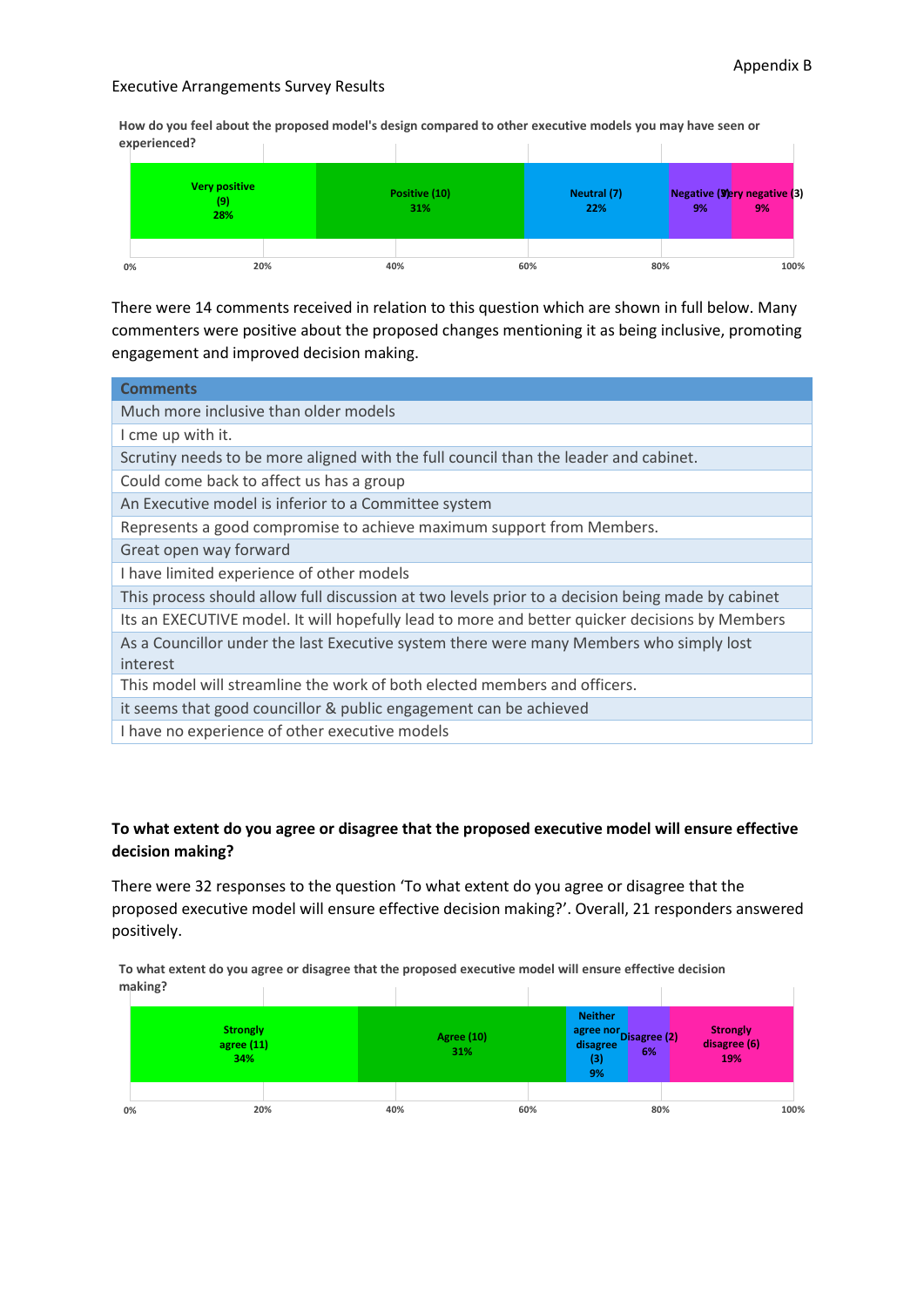Appendix B

Executive Arrangements Survey Results

**How do you feel about the proposed model's design compared to other executive models you may have seen or experienced?**

| Response | Count | Percentage |
|---|---|---|
| Very positive | 9 | 28% |
| Positive | 10 | 31% |
| Neutral | 7 | 22% |
| Negative | 3 | 9% |
| Very negative | 3 | 9% |

There were 14 comments received in relation to this question which are shown in full below. Many commenters were positive about the proposed changes mentioning it as being inclusive, promoting engagement and improved decision making.

| Comments |
|---|
| Much more inclusive than older models |
| I cme up with it. |
| Scrutiny needs to be more aligned with the full council than the leader and cabinet. |
| Could come back to affect us has a group |
| An Executive model is inferior to a Committee system |
| Represents a good compromise to achieve maximum support from Members. |
| Great open way forward |
| I have limited experience of other models |
| This process should allow full discussion at two levels prior to a decision being made by cabinet |
| Its an EXECUTIVE model. It will hopefully lead to more and better quicker decisions by Members |
| As a Councillor under the last Executive system there were many Members who simply lost interest |
| This model will streamline the work of both elected members and officers. |
| it seems that good councillor & public engagement can be achieved |
| I have no experience of other executive models |

**To what extent do you agree or disagree that the proposed executive model will ensure effective decision making?**

There were 32 responses to the question 'To what extent do you agree or disagree that the proposed executive model will ensure effective decision making?'. Overall, 21 responders answered positively.

**To what extent do you agree or disagree that the proposed executive model will ensure effective decision making?**

| Response | Count | Percentage |
|---|---|---|
| Strongly agree | 11 | 34% |
| Agree | 10 | 31% |
| Neither agree nor disagree | 3 | 9% |
| Disagree | 2 | 6% |
| Strongly disagree | 6 | 19% |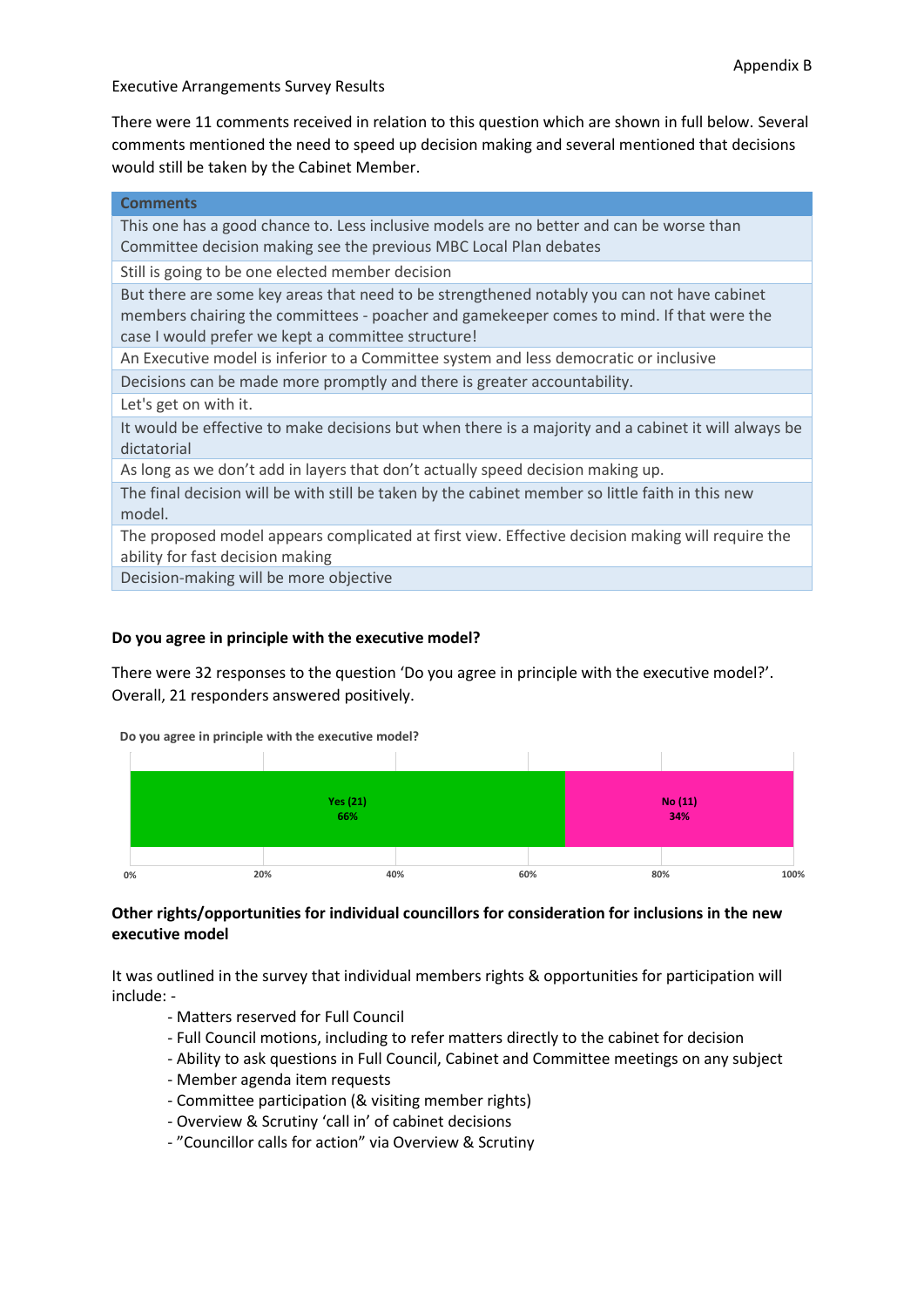Executive Arrangements Survey Results

There were 11 comments received in relation to this question which are shown in full below. Several comments mentioned the need to speed up decision making and several mentioned that decisions would still be taken by the Cabinet Member.

| Comments |
| --- |
| This one has a good chance to. Less inclusive models are no better and can be worse than Committee decision making see the previous MBC Local Plan debates |
| Still is going to be one elected member decision |
| But there are some key areas that need to be strengthened notably you can not have cabinet members chairing the committees - poacher and gamekeeper comes to mind. If that were the case I would prefer we kept a committee structure! |
| An Executive model is inferior to a Committee system and less democratic or inclusive |
| Decisions can be made more promptly and there is greater accountability. |
| Let's get on with it. |
| It would be effective to make decisions but when there is a majority and a cabinet it will always be dictatorial |
| As long as we don't add in layers that don't actually speed decision making up. |
| The final decision will be with still be taken by the cabinet member so little faith in this new model. |
| The proposed model appears complicated at first view. Effective decision making will require the ability for fast decision making |
| Decision-making will be more objective |

**Do you agree in principle with the executive model?**

There were 32 responses to the question 'Do you agree in principle with the executive model?'. Overall, 21 responders answered positively.

**Do you agree in principle with the executive model?**

| Response | Count | Percentage |
| --- | --- | --- |
| Yes | 21 | 66% |
| No | 11 | 34% |

**Other rights/opportunities for individual councillors for consideration for inclusions in the new executive model**

It was outlined in the survey that individual members rights & opportunities for participation will include: -

- Matters reserved for Full Council
- Full Council motions, including to refer matters directly to the cabinet for decision
- Ability to ask questions in Full Council, Cabinet and Committee meetings on any subject
- Member agenda item requests
- Committee participation (& visiting member rights)
- Overview & Scrutiny 'call in' of cabinet decisions
- "Councillor calls for action" via Overview & Scrutiny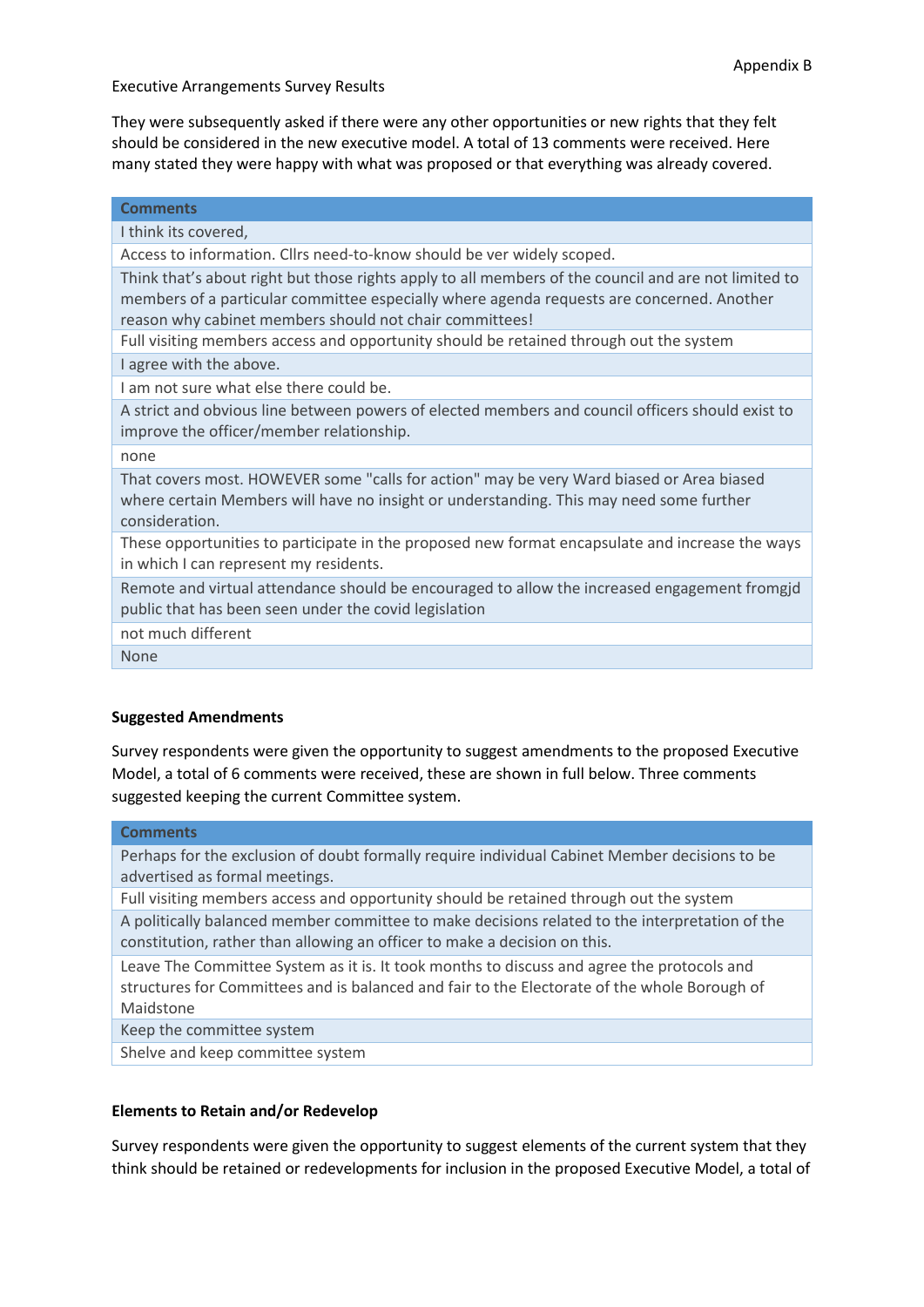Appendix B

Executive Arrangements Survey Results

They were subsequently asked if there were any other opportunities or new rights that they felt should be considered in the new executive model. A total of 13 comments were received. Here many stated they were happy with what was proposed or that everything was already covered.

| Comments |
| --- |
| I think its covered, |
| Access to information. Cllrs need-to-know should be ver widely scoped. |
| Think that's about right but those rights apply to all members of the council and are not limited to members of a particular committee especially where agenda requests are concerned. Another reason why cabinet members should not chair committees! |
| Full visiting members access and opportunity should be retained through out the system |
| I agree with the above. |
| I am not sure what else there could be. |
| A strict and obvious line between powers of elected members and council officers should exist to improve the officer/member relationship. |
| none |
| That covers most. HOWEVER some "calls for action" may be very Ward biased or Area biased where certain Members will have no insight or understanding. This may need some further consideration. |
| These opportunities to participate in the proposed new format encapsulate and increase the ways in which I can represent my residents. |
| Remote and virtual attendance should be encouraged to allow the increased engagement fromgjd public that has been seen under the covid legislation |
| not much different |
| None |

**Suggested Amendments**

Survey respondents were given the opportunity to suggest amendments to the proposed Executive Model, a total of 6 comments were received, these are shown in full below. Three comments suggested keeping the current Committee system.

| Comments |
| --- |
| Perhaps for the exclusion of doubt formally require individual Cabinet Member decisions to be advertised as formal meetings. |
| Full visiting members access and opportunity should be retained through out the system |
| A politically balanced member committee to make decisions related to the interpretation of the constitution, rather than allowing an officer to make a decision on this. |
| Leave The Committee System as it is. It took months to discuss and agree the protocols and structures for Committees and is balanced and fair to the Electorate of the whole Borough of Maidstone |
| Keep the committee system |
| Shelve and keep committee system |

**Elements to Retain and/or Redevelop**

Survey respondents were given the opportunity to suggest elements of the current system that they think should be retained or redevelopments for inclusion in the proposed Executive Model, a total of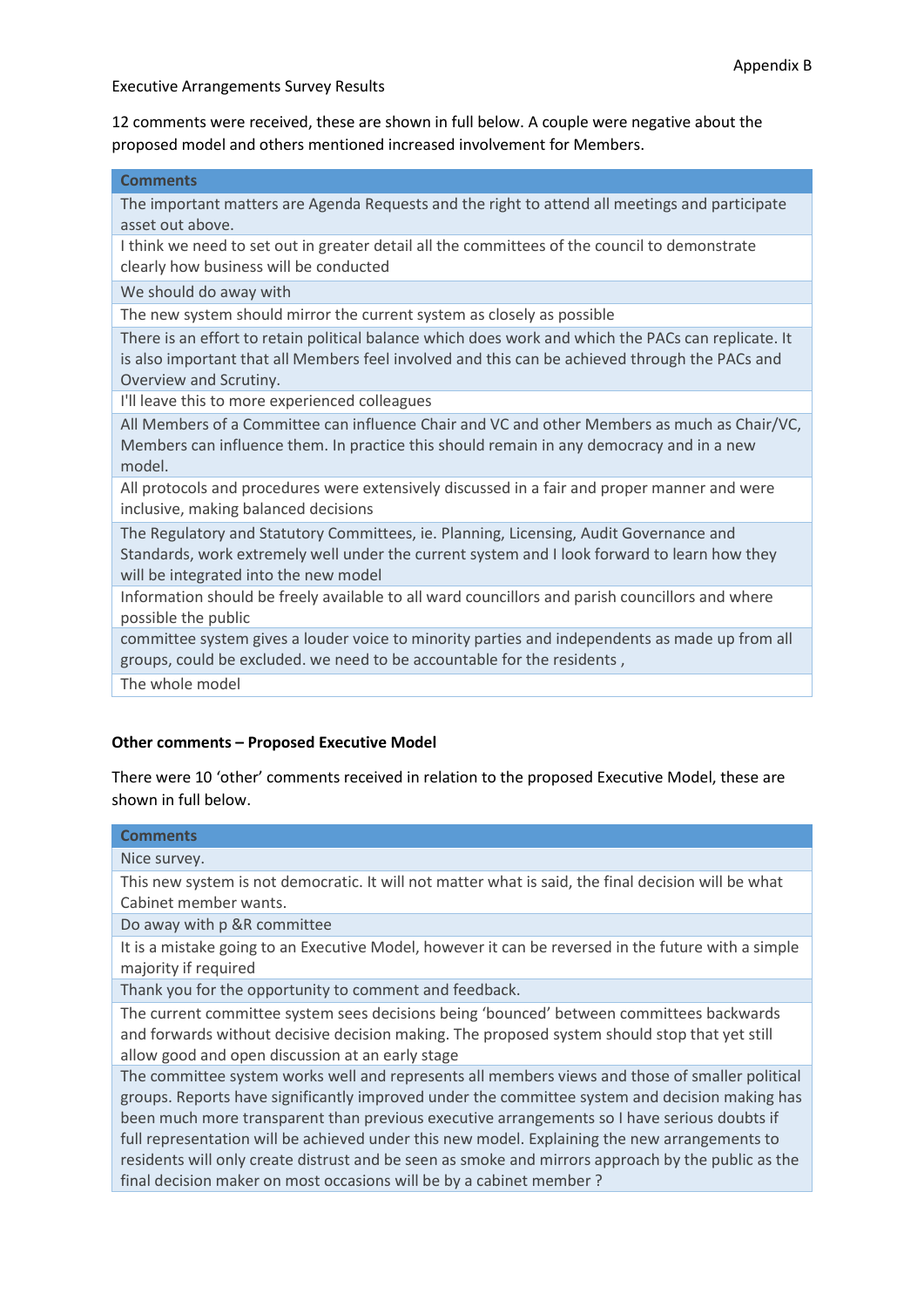Appendix B

Executive Arrangements Survey Results

12 comments were received, these are shown in full below. A couple were negative about the proposed model and others mentioned increased involvement for Members.

| Comments |
|---|
| The important matters are Agenda Requests and the right to attend all meetings and participate asset out above. |
| I think we need to set out in greater detail all the committees of the council to demonstrate clearly how business will be conducted |
| We should do away with |
| The new system should mirror the current system as closely as possible |
| There is an effort to retain political balance which does work and which the PACs can replicate. It is also important that all Members feel involved and this can be achieved through the PACs and Overview and Scrutiny. |
| I'll leave this to more experienced colleagues |
| All Members of a Committee can influence Chair and VC and other Members as much as Chair/VC, Members can influence them. In practice this should remain in any democracy and in a new model. |
| All protocols and procedures were extensively discussed in a fair and proper manner and were inclusive, making balanced decisions |
| The Regulatory and Statutory Committees, ie. Planning, Licensing, Audit Governance and Standards, work extremely well under the current system and I look forward to learn how they will be integrated into the new model |
| Information should be freely available to all ward councillors and parish councillors and where possible the public |
| committee system gives a louder voice to minority parties and independents as made up from all groups, could be excluded. we need to be accountable for the residents , |
| The whole model |

**Other comments – Proposed Executive Model**

There were 10 'other' comments received in relation to the proposed Executive Model, these are shown in full below.

| Comments |
|---|
| Nice survey. |
| This new system is not democratic. It will not matter what is said, the final decision will be what Cabinet member wants. |
| Do away with p &R committee |
| It is a mistake going to an Executive Model, however it can be reversed in the future with a simple majority if required |
| Thank you for the opportunity to comment and feedback. |
| The current committee system sees decisions being 'bounced' between committees backwards and forwards without decisive decision making. The proposed system should stop that yet still allow good and open discussion at an early stage |
| The committee system works well and represents all members views and those of smaller political groups. Reports have significantly improved under the committee system and decision making has been much more transparent than previous executive arrangements so I have serious doubts if full representation will be achieved under this new model. Explaining the new arrangements to residents will only create distrust and be seen as smoke and mirrors approach by the public as the final decision maker on most occasions will be by a cabinet member ? |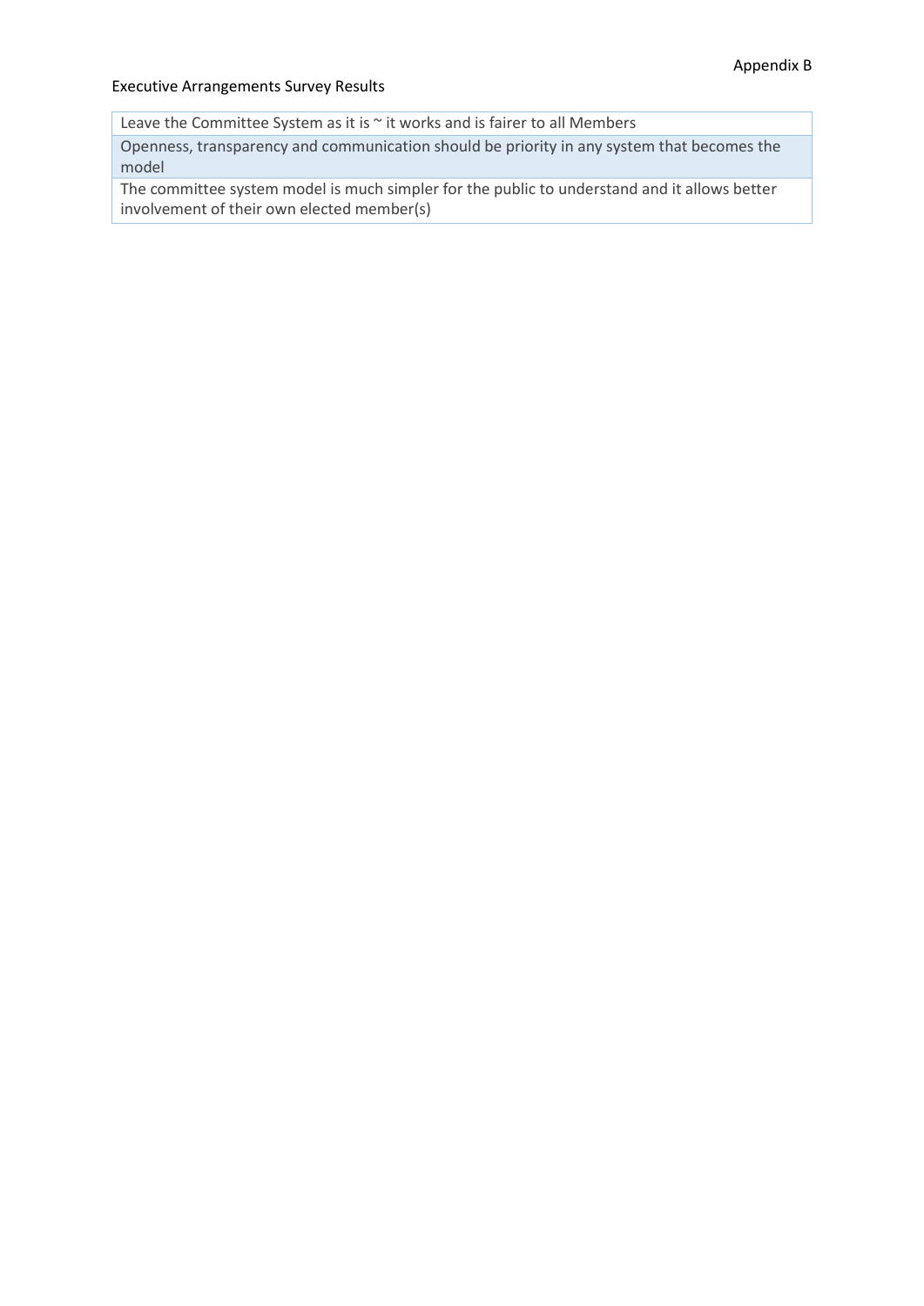Appendix B

Executive Arrangements Survey Results

| |
|---|
| Leave the Committee System as it is ~ it works and is fairer to all Members |
| Openness, transparency and communication should be priority in any system that becomes the model |
| The committee system model is much simpler for the public to understand and it allows better involvement of their own elected member(s) |